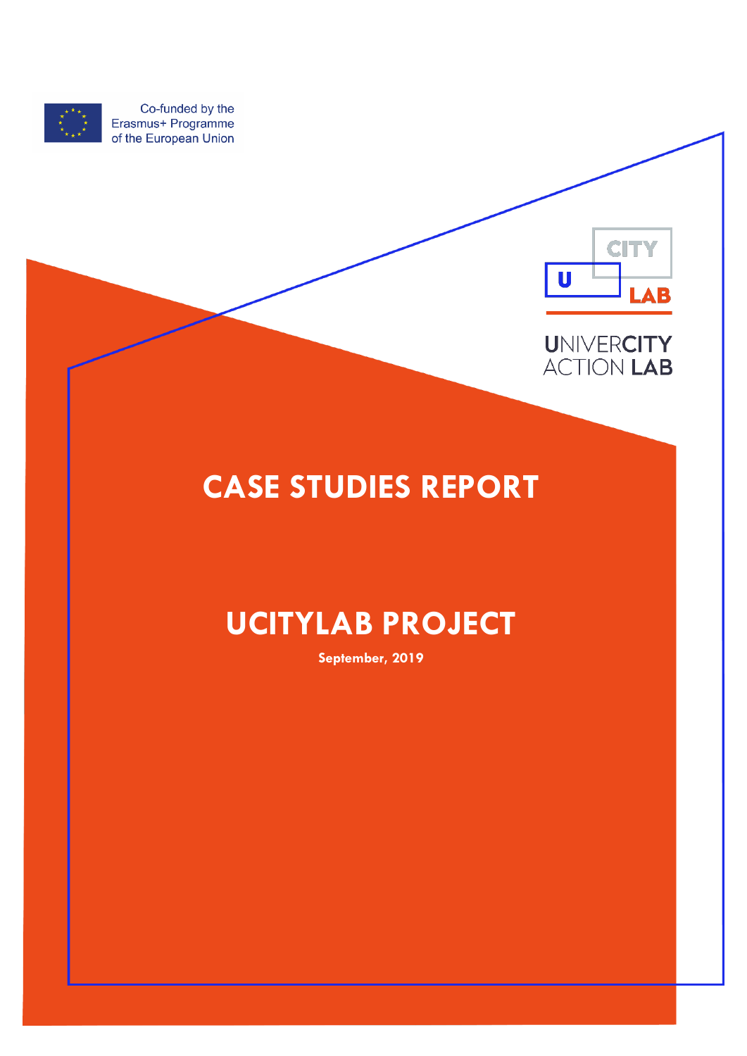Co-funded by the Erasmus+ Programme of the European Union

CITY U LAB

UNIVERCITY ACTION LAB

# CASE STUDIES REPORT

# UCITYLAB PROJECT

**September, 2019**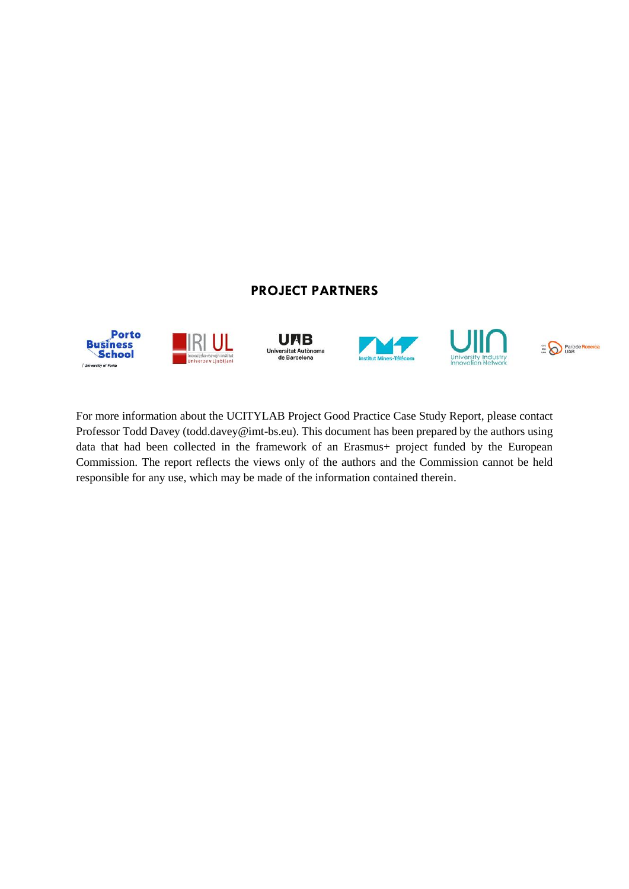## PROJECT PARTNERS

For more information about the UCITYLAB Project Good Practice Case Study Report, please contact Professor Todd Davey (todd.davey@imt-bs.eu). This document has been prepared by the authors using data that had been collected in the framework of an Erasmus+ project funded by the European Commission. The report reflects the views only of the authors and the Commission cannot be held responsible for any use, which may be made of the information contained therein.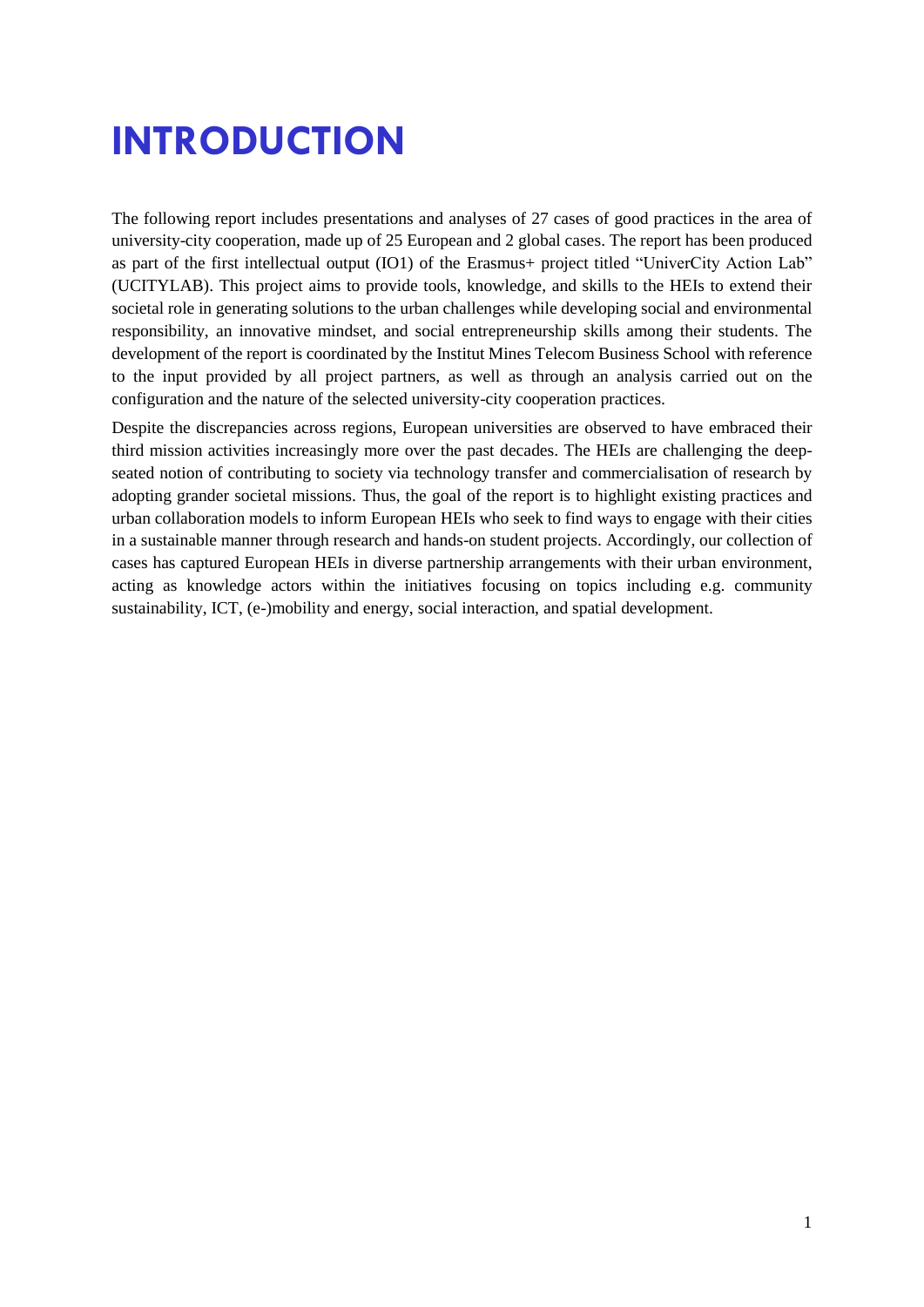# INTRODUCTION

The following report includes presentations and analyses of 27 cases of good practices in the area of university-city cooperation, made up of 25 European and 2 global cases. The report has been produced as part of the first intellectual output (IO1) of the Erasmus+ project titled "UniverCity Action Lab" (UCITYLAB). This project aims to provide tools, knowledge, and skills to the HEIs to extend their societal role in generating solutions to the urban challenges while developing social and environmental responsibility, an innovative mindset, and social entrepreneurship skills among their students. The development of the report is coordinated by the Institut Mines Telecom Business School with reference to the input provided by all project partners, as well as through an analysis carried out on the configuration and the nature of the selected university-city cooperation practices.

Despite the discrepancies across regions, European universities are observed to have embraced their third mission activities increasingly more over the past decades. The HEIs are challenging the deep-seated notion of contributing to society via technology transfer and commercialisation of research by adopting grander societal missions. Thus, the goal of the report is to highlight existing practices and urban collaboration models to inform European HEIs who seek to find ways to engage with their cities in a sustainable manner through research and hands-on student projects. Accordingly, our collection of cases has captured European HEIs in diverse partnership arrangements with their urban environment, acting as knowledge actors within the initiatives focusing on topics including e.g. community sustainability, ICT, (e-)mobility and energy, social interaction, and spatial development.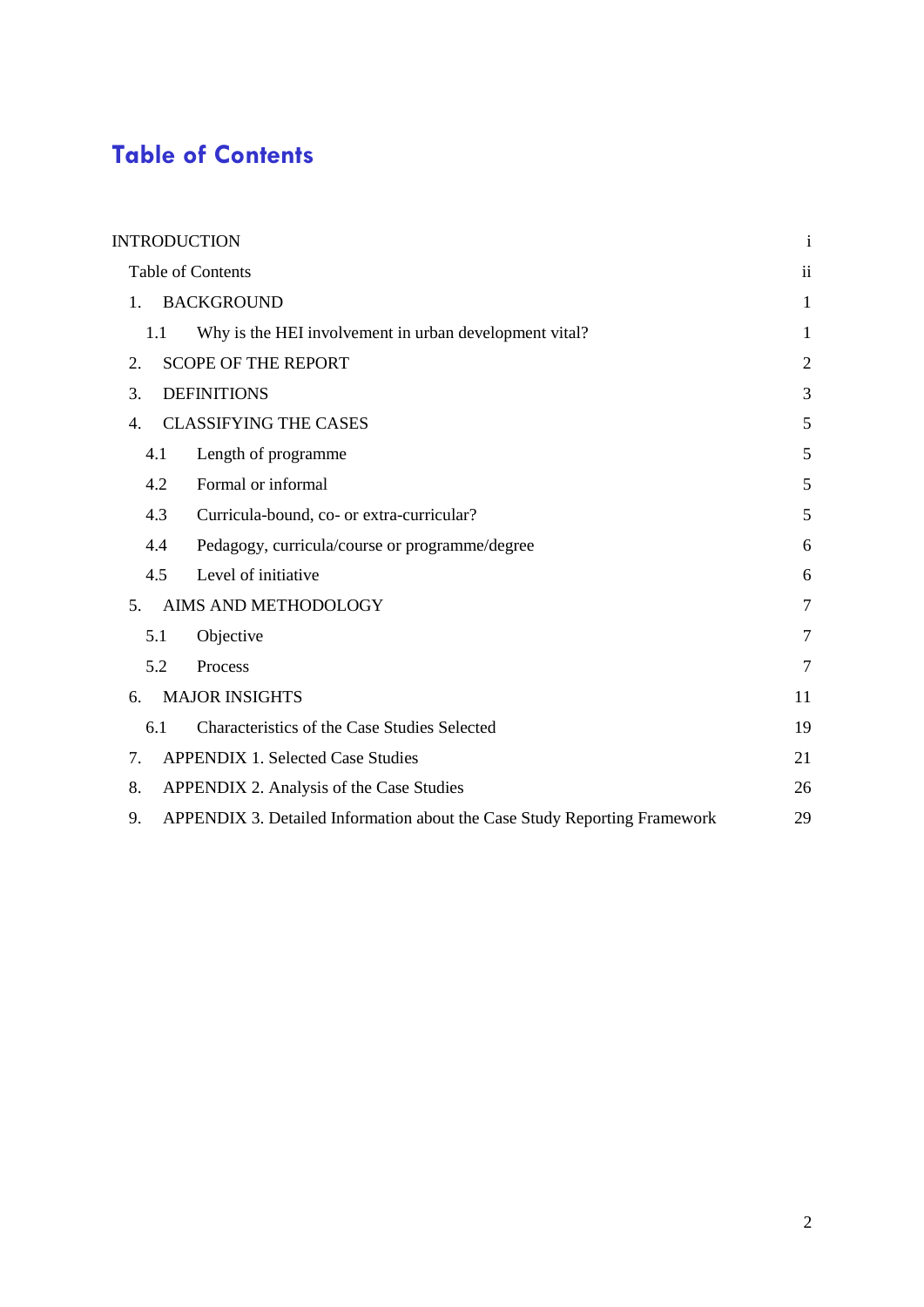# Table of Contents

| | |
|---|---|
| INTRODUCTION | i |
| Table of Contents | ii |
| 1. BACKGROUND | 1 |
| 1.1 Why is the HEI involvement in urban development vital? | 1 |
| 2. SCOPE OF THE REPORT | 2 |
| 3. DEFINITIONS | 3 |
| 4. CLASSIFYING THE CASES | 5 |
| 4.1 Length of programme | 5 |
| 4.2 Formal or informal | 5 |
| 4.3 Curricula-bound, co- or extra-curricular? | 5 |
| 4.4 Pedagogy, curricula/course or programme/degree | 6 |
| 4.5 Level of initiative | 6 |
| 5. AIMS AND METHODOLOGY | 7 |
| 5.1 Objective | 7 |
| 5.2 Process | 7 |
| 6. MAJOR INSIGHTS | 11 |
| 6.1 Characteristics of the Case Studies Selected | 19 |
| 7. APPENDIX 1. Selected Case Studies | 21 |
| 8. APPENDIX 2. Analysis of the Case Studies | 26 |
| 9. APPENDIX 3. Detailed Information about the Case Study Reporting Framework | 29 |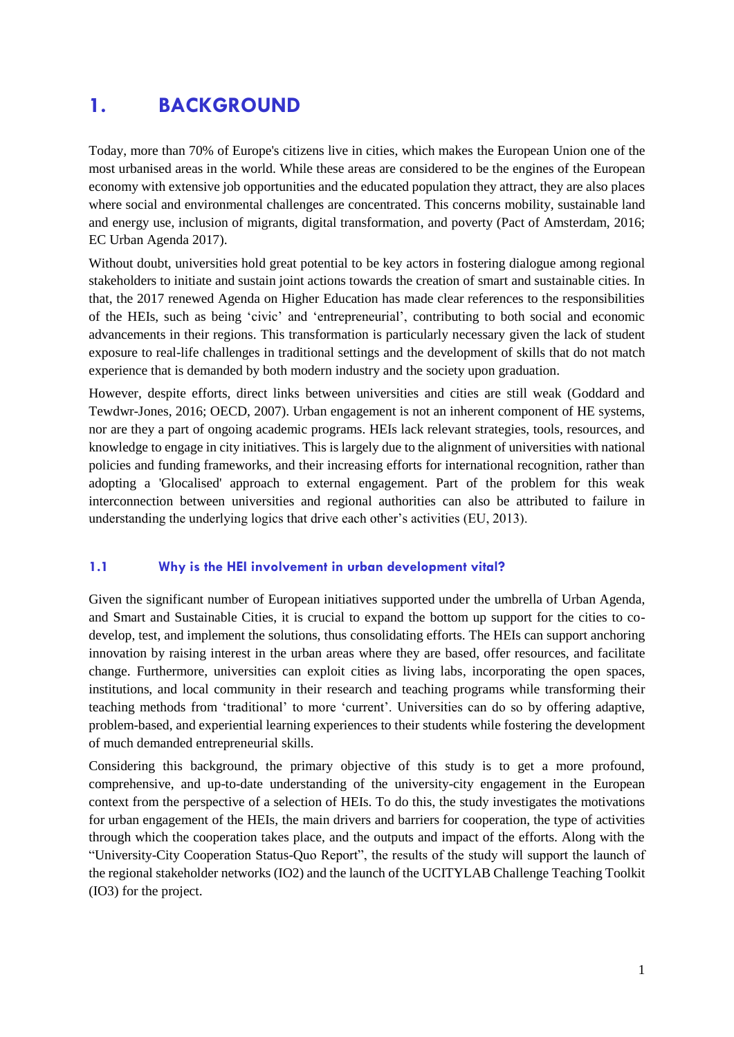# 1. BACKGROUND

Today, more than 70% of Europe's citizens live in cities, which makes the European Union one of the most urbanised areas in the world. While these areas are considered to be the engines of the European economy with extensive job opportunities and the educated population they attract, they are also places where social and environmental challenges are concentrated. This concerns mobility, sustainable land and energy use, inclusion of migrants, digital transformation, and poverty (Pact of Amsterdam, 2016; EC Urban Agenda 2017).

Without doubt, universities hold great potential to be key actors in fostering dialogue among regional stakeholders to initiate and sustain joint actions towards the creation of smart and sustainable cities. In that, the 2017 renewed Agenda on Higher Education has made clear references to the responsibilities of the HEIs, such as being 'civic' and 'entrepreneurial', contributing to both social and economic advancements in their regions. This transformation is particularly necessary given the lack of student exposure to real-life challenges in traditional settings and the development of skills that do not match experience that is demanded by both modern industry and the society upon graduation.

However, despite efforts, direct links between universities and cities are still weak (Goddard and Tewdwr-Jones, 2016; OECD, 2007). Urban engagement is not an inherent component of HE systems, nor are they a part of ongoing academic programs. HEIs lack relevant strategies, tools, resources, and knowledge to engage in city initiatives. This is largely due to the alignment of universities with national policies and funding frameworks, and their increasing efforts for international recognition, rather than adopting a 'Glocalised' approach to external engagement. Part of the problem for this weak interconnection between universities and regional authorities can also be attributed to failure in understanding the underlying logics that drive each other's activities (EU, 2013).

## 1.1 Why is the HEI involvement in urban development vital?

Given the significant number of European initiatives supported under the umbrella of Urban Agenda, and Smart and Sustainable Cities, it is crucial to expand the bottom up support for the cities to co-develop, test, and implement the solutions, thus consolidating efforts. The HEIs can support anchoring innovation by raising interest in the urban areas where they are based, offer resources, and facilitate change. Furthermore, universities can exploit cities as living labs, incorporating the open spaces, institutions, and local community in their research and teaching programs while transforming their teaching methods from 'traditional' to more 'current'. Universities can do so by offering adaptive, problem-based, and experiential learning experiences to their students while fostering the development of much demanded entrepreneurial skills.

Considering this background, the primary objective of this study is to get a more profound, comprehensive, and up-to-date understanding of the university-city engagement in the European context from the perspective of a selection of HEIs. To do this, the study investigates the motivations for urban engagement of the HEIs, the main drivers and barriers for cooperation, the type of activities through which the cooperation takes place, and the outputs and impact of the efforts. Along with the "University-City Cooperation Status-Quo Report", the results of the study will support the launch of the regional stakeholder networks (IO2) and the launch of the UCITYLAB Challenge Teaching Toolkit (IO3) for the project.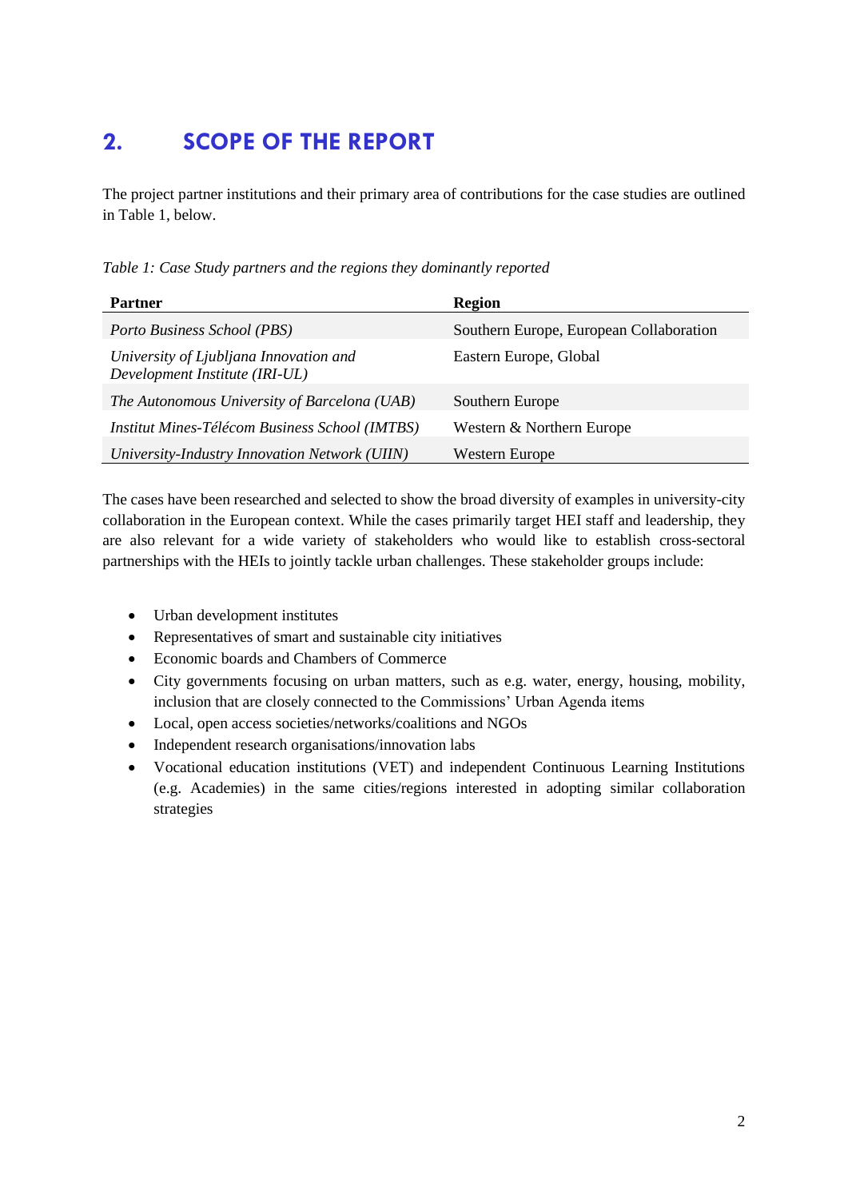## 2. SCOPE OF THE REPORT

The project partner institutions and their primary area of contributions for the case studies are outlined in Table 1, below.

*Table 1: Case Study partners and the regions they dominantly reported*

| Partner | Region |
| --- | --- |
| *Porto Business School (PBS)* | Southern Europe, European Collaboration |
| *University of Ljubljana Innovation and Development Institute (IRI-UL)* | Eastern Europe, Global |
| *The Autonomous University of Barcelona (UAB)* | Southern Europe |
| *Institut Mines-Télécom Business School (IMTBS)* | Western & Northern Europe |
| *University-Industry Innovation Network (UIIN)* | Western Europe |

The cases have been researched and selected to show the broad diversity of examples in university-city collaboration in the European context. While the cases primarily target HEI staff and leadership, they are also relevant for a wide variety of stakeholders who would like to establish cross-sectoral partnerships with the HEIs to jointly tackle urban challenges. These stakeholder groups include:

- Urban development institutes
- Representatives of smart and sustainable city initiatives
- Economic boards and Chambers of Commerce
- City governments focusing on urban matters, such as e.g. water, energy, housing, mobility, inclusion that are closely connected to the Commissions' Urban Agenda items
- Local, open access societies/networks/coalitions and NGOs
- Independent research organisations/innovation labs
- Vocational education institutions (VET) and independent Continuous Learning Institutions (e.g. Academies) in the same cities/regions interested in adopting similar collaboration strategies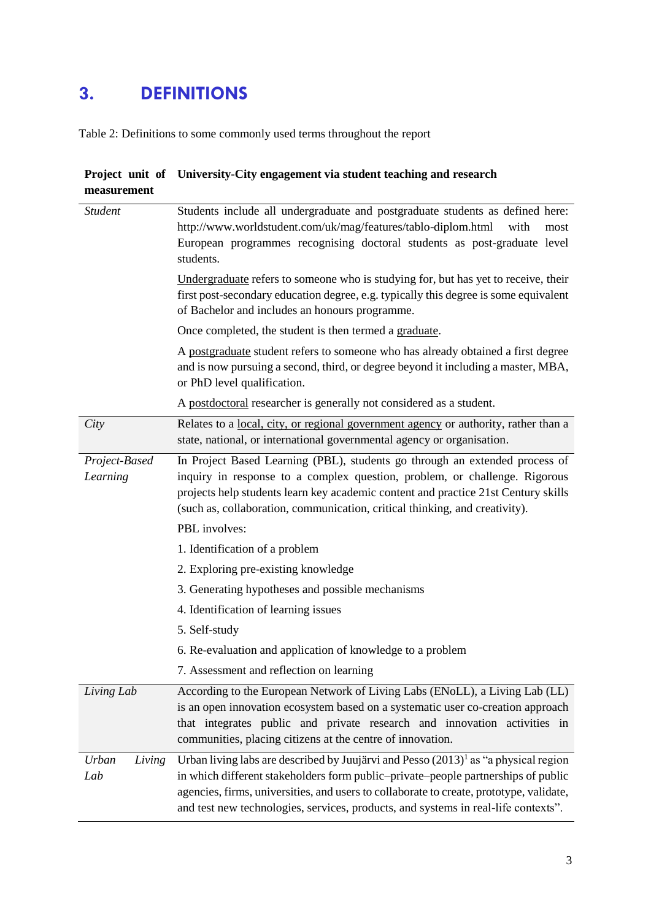# 3. DEFINITIONS

Table 2: Definitions to some commonly used terms throughout the report

| Project unit of measurement | University-City engagement via student teaching and research |
|---|---|
| *Student* | Students include all undergraduate and postgraduate students as defined here: http://www.worldstudent.com/uk/mag/features/tablo-diplom.html with most European programmes recognising doctoral students as post-graduate level students.<br><br>Undergraduate refers to someone who is studying for, but has yet to receive, their first post-secondary education degree, e.g. typically this degree is some equivalent of Bachelor and includes an honours programme.<br><br>Once completed, the student is then termed a graduate.<br><br>A postgraduate student refers to someone who has already obtained a first degree and is now pursuing a second, third, or degree beyond it including a master, MBA, or PhD level qualification.<br><br>A postdoctoral researcher is generally not considered as a student. |
| *City* | Relates to a local, city, or regional government agency or authority, rather than a state, national, or international governmental agency or organisation. |
| *Project-Based Learning* | In Project Based Learning (PBL), students go through an extended process of inquiry in response to a complex question, problem, or challenge. Rigorous projects help students learn key academic content and practice 21st Century skills (such as, collaboration, communication, critical thinking, and creativity).<br><br>PBL involves:<br><br>1. Identification of a problem<br><br>2. Exploring pre-existing knowledge<br><br>3. Generating hypotheses and possible mechanisms<br><br>4. Identification of learning issues<br><br>5. Self-study<br><br>6. Re-evaluation and application of knowledge to a problem<br><br>7. Assessment and reflection on learning |
| *Living Lab* | According to the European Network of Living Labs (ENoLL), a Living Lab (LL) is an open innovation ecosystem based on a systematic user co-creation approach that integrates public and private research and innovation activities in communities, placing citizens at the centre of innovation. |
| *Urban Living Lab* | Urban living labs are described by Juujärvi and Pesso (2013)[1] as "a physical region in which different stakeholders form public–private–people partnerships of public agencies, firms, universities, and users to collaborate to create, prototype, validate, and test new technologies, services, products, and systems in real-life contexts". |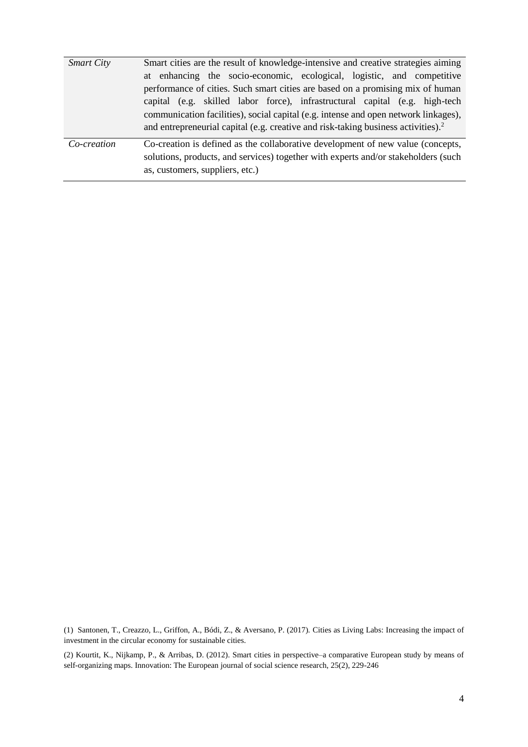| | |
|---|---|
| *Smart City* | Smart cities are the result of knowledge-intensive and creative strategies aiming at enhancing the socio-economic, ecological, logistic, and competitive performance of cities. Such smart cities are based on a promising mix of human capital (e.g. skilled labor force), infrastructural capital (e.g. high-tech communication facilities), social capital (e.g. intense and open network linkages), and entrepreneurial capital (e.g. creative and risk-taking business activities).[2] |
| *Co-creation* | Co-creation is defined as the collaborative development of new value (concepts, solutions, products, and services) together with experts and/or stakeholders (such as, customers, suppliers, etc.) |

(1) Santonen, T., Creazzo, L., Griffon, A., Bódi, Z., & Aversano, P. (2017). Cities as Living Labs: Increasing the impact of investment in the circular economy for sustainable cities.

(2) Kourtit, K., Nijkamp, P., & Arribas, D. (2012). Smart cities in perspective–a comparative European study by means of self-organizing maps. Innovation: The European journal of social science research, 25(2), 229-246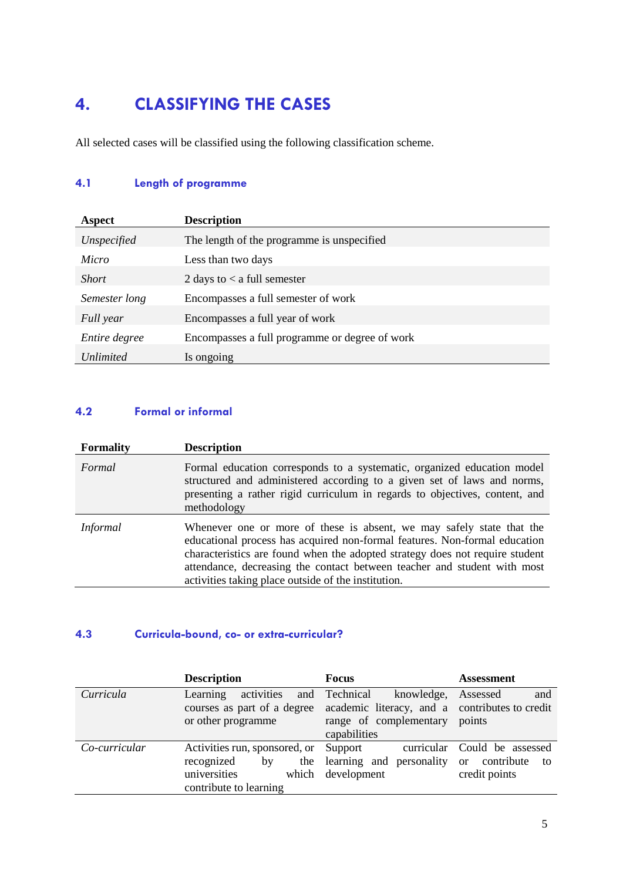# 4. CLASSIFYING THE CASES

All selected cases will be classified using the following classification scheme.

## 4.1 Length of programme

| Aspect | Description |
|---|---|
| *Unspecified* | The length of the programme is unspecified |
| *Micro* | Less than two days |
| *Short* | 2 days to < a full semester |
| *Semester long* | Encompasses a full semester of work |
| *Full year* | Encompasses a full year of work |
| *Entire degree* | Encompasses a full programme or degree of work |
| *Unlimited* | Is ongoing |

## 4.2 Formal or informal

| Formality | Description |
|---|---|
| *Formal* | Formal education corresponds to a systematic, organized education model structured and administered according to a given set of laws and norms, presenting a rather rigid curriculum in regards to objectives, content, and methodology |
| *Informal* | Whenever one or more of these is absent, we may safely state that the educational process has acquired non-formal features. Non-formal education characteristics are found when the adopted strategy does not require student attendance, decreasing the contact between teacher and student with most activities taking place outside of the institution. |

## 4.3 Curricula-bound, co- or extra-curricular?

| | Description | Focus | Assessment |
|---|---|---|---|
| *Curricula* | Learning activities and courses as part of a degree or other programme | Technical knowledge, academic literacy, and a range of complementary capabilities | Assessed and contributes to credit points |
| *Co-curricular* | Activities run, sponsored, or recognized by the universities which contribute to learning | Support curricular learning and personality development | Could be assessed or contribute to credit points |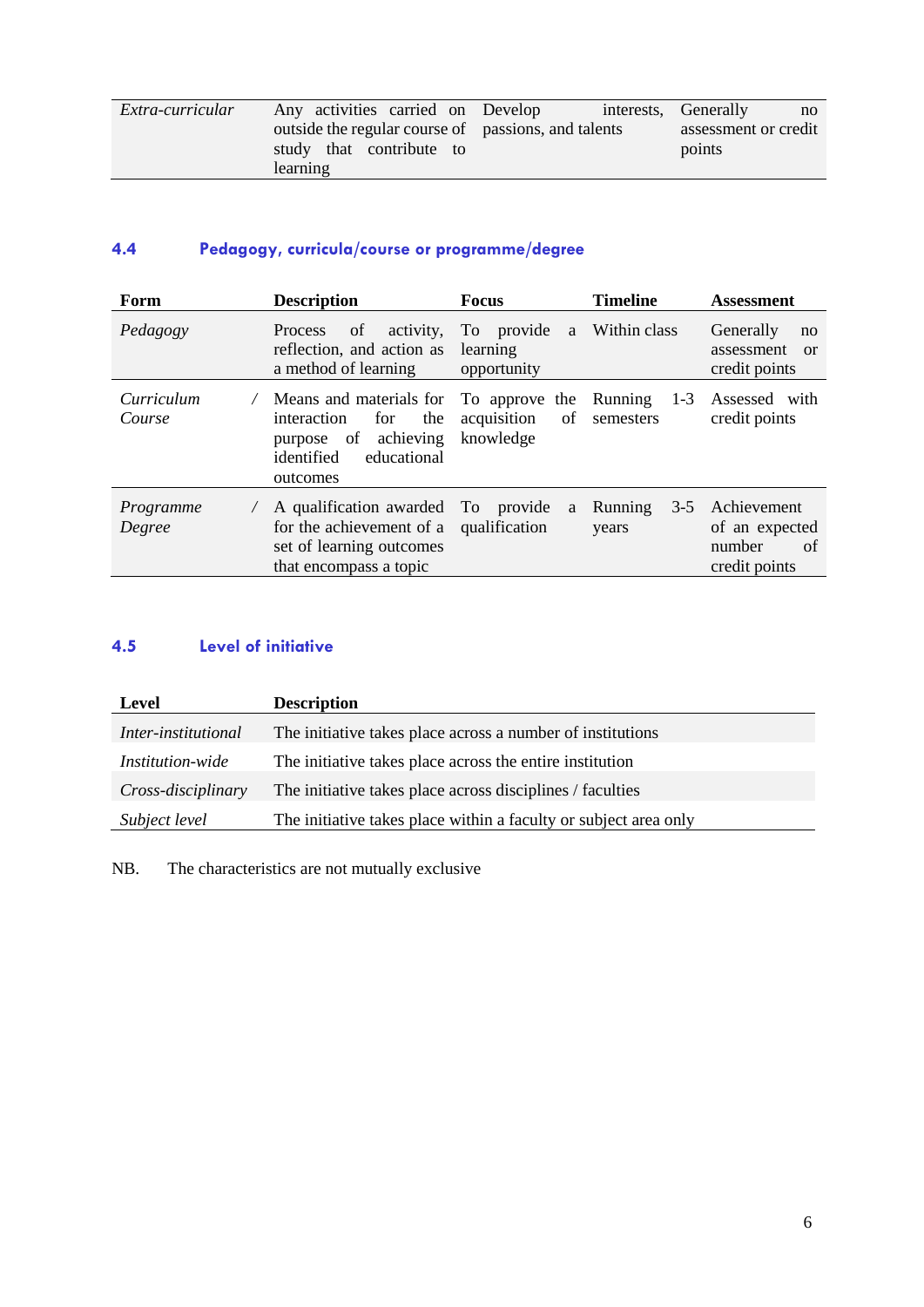| | | | |
|---|---|---|---|
| *Extra-curricular* | Any activities carried on outside the regular course of study that contribute to learning | Develop interests, passions, and talents | Generally no assessment or credit points |

### 4.4 Pedagogy, curricula/course or programme/degree

| Form | Description | Focus | Timeline | Assessment |
|---|---|---|---|---|
| *Pedagogy* | Process of activity, reflection, and action as a method of learning | To provide a learning opportunity | Within class | Generally no assessment or credit points |
| *Curriculum / Course* | Means and materials for interaction for the purpose of achieving identified educational outcomes | To approve the acquisition of knowledge | Running 1-3 semesters | Assessed with credit points |
| *Programme / Degree* | A qualification awarded for the achievement of a set of learning outcomes that encompass a topic | To provide a qualification | Running 3-5 years | Achievement of an expected number of credit points |

### 4.5 Level of initiative

| Level | Description |
|---|---|
| *Inter-institutional* | The initiative takes place across a number of institutions |
| *Institution-wide* | The initiative takes place across the entire institution |
| *Cross-disciplinary* | The initiative takes place across disciplines / faculties |
| *Subject level* | The initiative takes place within a faculty or subject area only |

NB. The characteristics are not mutually exclusive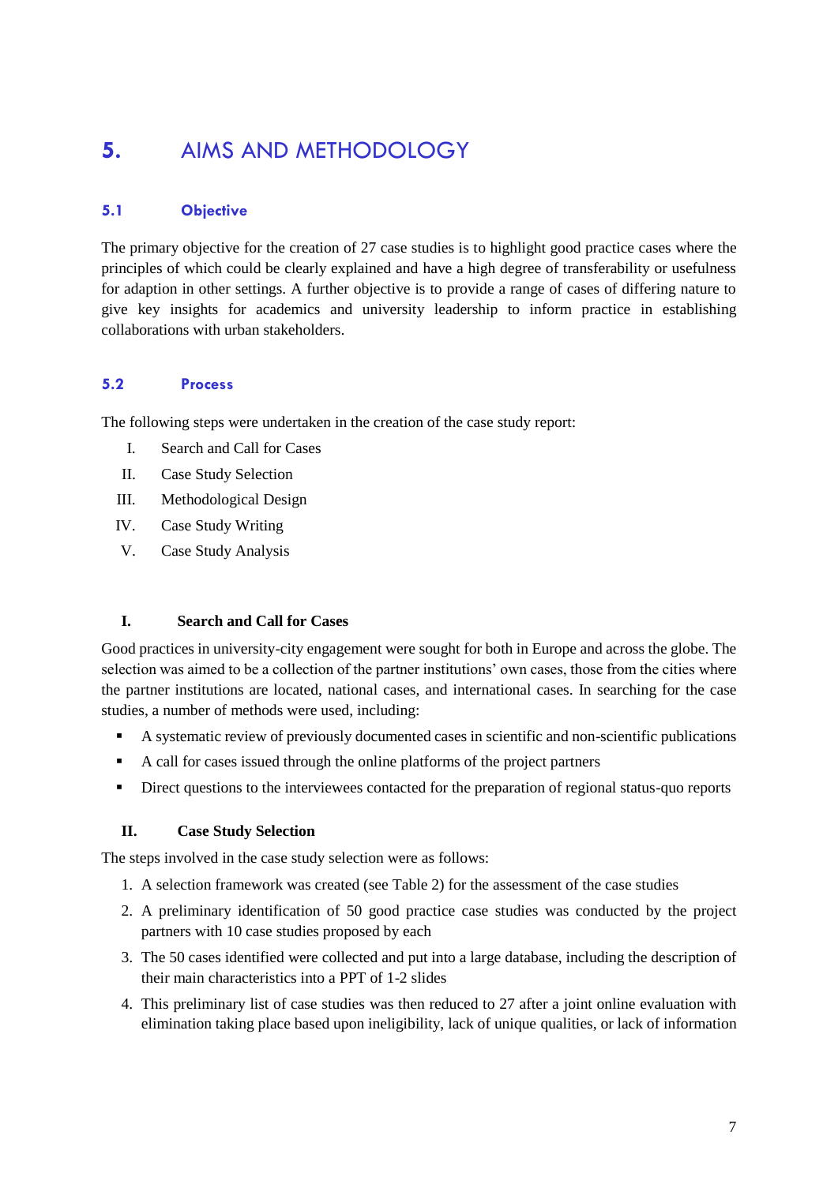# 5. AIMS AND METHODOLOGY

## 5.1 Objective

The primary objective for the creation of 27 case studies is to highlight good practice cases where the principles of which could be clearly explained and have a high degree of transferability or usefulness for adaption in other settings. A further objective is to provide a range of cases of differing nature to give key insights for academics and university leadership to inform practice in establishing collaborations with urban stakeholders.

## 5.2 Process

The following steps were undertaken in the creation of the case study report:

I. Search and Call for Cases
II. Case Study Selection
III. Methodological Design
IV. Case Study Writing
V. Case Study Analysis

### I. Search and Call for Cases

Good practices in university-city engagement were sought for both in Europe and across the globe. The selection was aimed to be a collection of the partner institutions' own cases, those from the cities where the partner institutions are located, national cases, and international cases. In searching for the case studies, a number of methods were used, including:

- A systematic review of previously documented cases in scientific and non-scientific publications
- A call for cases issued through the online platforms of the project partners
- Direct questions to the interviewees contacted for the preparation of regional status-quo reports

### II. Case Study Selection

The steps involved in the case study selection were as follows:

1. A selection framework was created (see Table 2) for the assessment of the case studies
2. A preliminary identification of 50 good practice case studies was conducted by the project partners with 10 case studies proposed by each
3. The 50 cases identified were collected and put into a large database, including the description of their main characteristics into a PPT of 1-2 slides
4. This preliminary list of case studies was then reduced to 27 after a joint online evaluation with elimination taking place based upon ineligibility, lack of unique qualities, or lack of information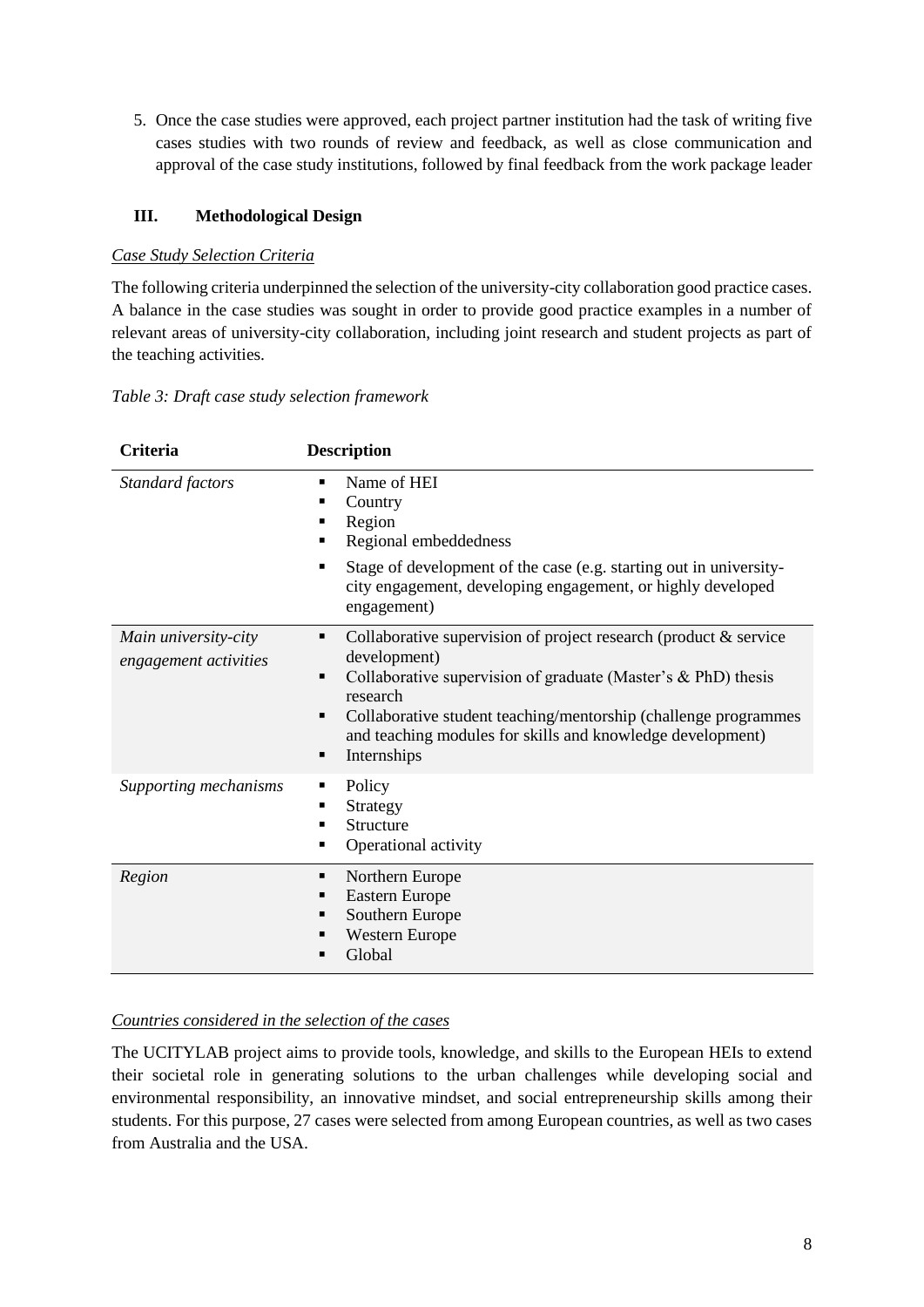5. Once the case studies were approved, each project partner institution had the task of writing five cases studies with two rounds of review and feedback, as well as close communication and approval of the case study institutions, followed by final feedback from the work package leader

## III. Methodological Design

*Case Study Selection Criteria*

The following criteria underpinned the selection of the university-city collaboration good practice cases. A balance in the case studies was sought in order to provide good practice examples in a number of relevant areas of university-city collaboration, including joint research and student projects as part of the teaching activities.

*Table 3: Draft case study selection framework*

| Criteria | Description |
|---|---|
| *Standard factors* | ▪ Name of HEI<br>▪ Country<br>▪ Region<br>▪ Regional embeddedness<br>▪ Stage of development of the case (e.g. starting out in university-city engagement, developing engagement, or highly developed engagement) |
| *Main university-city engagement activities* | ▪ Collaborative supervision of project research (product & service development)<br>▪ Collaborative supervision of graduate (Master's & PhD) thesis research<br>▪ Collaborative student teaching/mentorship (challenge programmes and teaching modules for skills and knowledge development)<br>▪ Internships |
| *Supporting mechanisms* | ▪ Policy<br>▪ Strategy<br>▪ Structure<br>▪ Operational activity |
| *Region* | ▪ Northern Europe<br>▪ Eastern Europe<br>▪ Southern Europe<br>▪ Western Europe<br>▪ Global |

*Countries considered in the selection of the cases*

The UCITYLAB project aims to provide tools, knowledge, and skills to the European HEIs to extend their societal role in generating solutions to the urban challenges while developing social and environmental responsibility, an innovative mindset, and social entrepreneurship skills among their students. For this purpose, 27 cases were selected from among European countries, as well as two cases from Australia and the USA.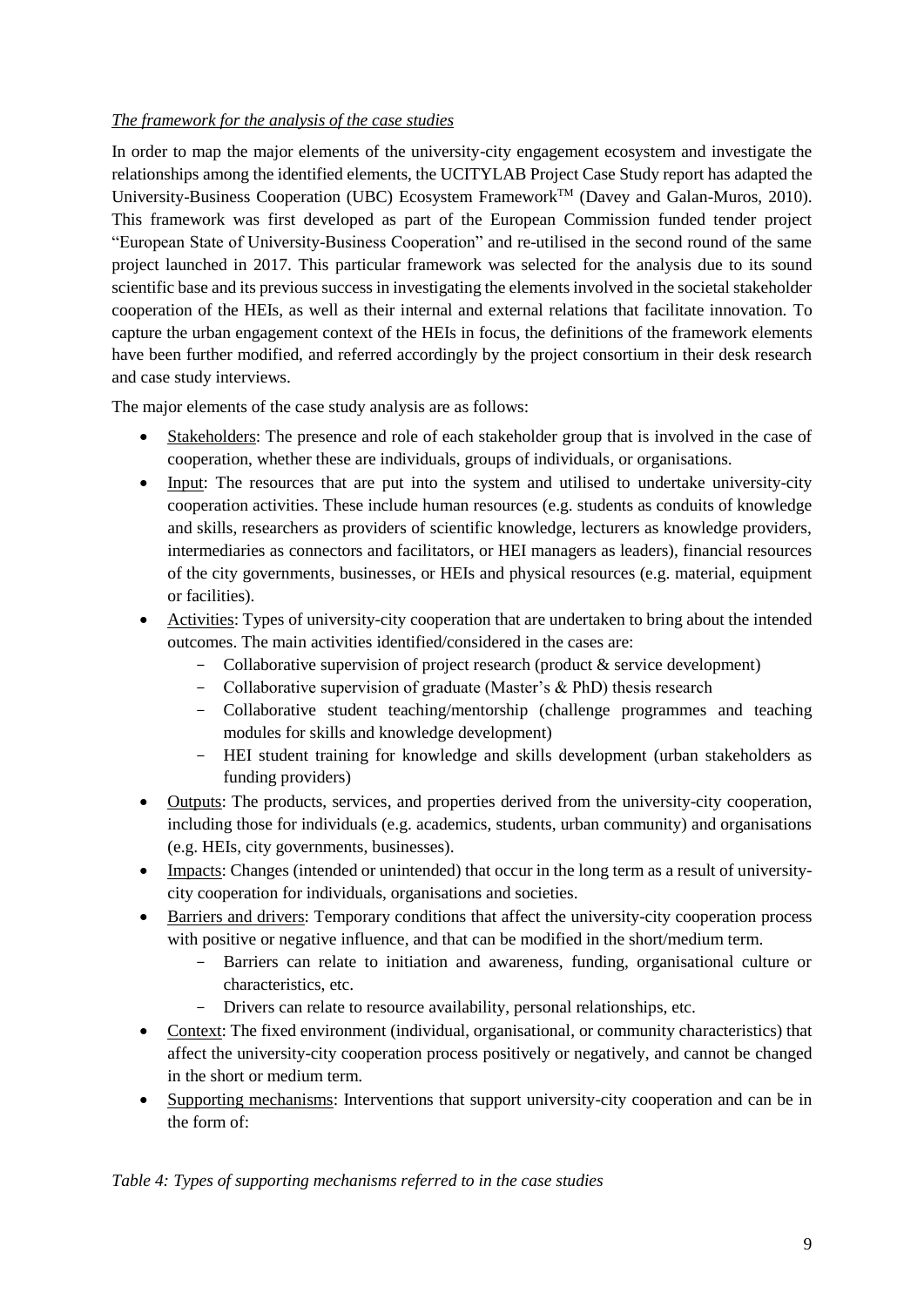*The framework for the analysis of the case studies*

In order to map the major elements of the university-city engagement ecosystem and investigate the relationships among the identified elements, the UCITYLAB Project Case Study report has adapted the University-Business Cooperation (UBC) Ecosystem Framework™ (Davey and Galan-Muros, 2010). This framework was first developed as part of the European Commission funded tender project "European State of University-Business Cooperation" and re-utilised in the second round of the same project launched in 2017. This particular framework was selected for the analysis due to its sound scientific base and its previous success in investigating the elements involved in the societal stakeholder cooperation of the HEIs, as well as their internal and external relations that facilitate innovation. To capture the urban engagement context of the HEIs in focus, the definitions of the framework elements have been further modified, and referred accordingly by the project consortium in their desk research and case study interviews.

The major elements of the case study analysis are as follows:

- Stakeholders: The presence and role of each stakeholder group that is involved in the case of cooperation, whether these are individuals, groups of individuals, or organisations.
- Input: The resources that are put into the system and utilised to undertake university-city cooperation activities. These include human resources (e.g. students as conduits of knowledge and skills, researchers as providers of scientific knowledge, lecturers as knowledge providers, intermediaries as connectors and facilitators, or HEI managers as leaders), financial resources of the city governments, businesses, or HEIs and physical resources (e.g. material, equipment or facilities).
- Activities: Types of university-city cooperation that are undertaken to bring about the intended outcomes. The main activities identified/considered in the cases are:
  - Collaborative supervision of project research (product & service development)
  - Collaborative supervision of graduate (Master's & PhD) thesis research
  - Collaborative student teaching/mentorship (challenge programmes and teaching modules for skills and knowledge development)
  - HEI student training for knowledge and skills development (urban stakeholders as funding providers)
- Outputs: The products, services, and properties derived from the university-city cooperation, including those for individuals (e.g. academics, students, urban community) and organisations (e.g. HEIs, city governments, businesses).
- Impacts: Changes (intended or unintended) that occur in the long term as a result of university-city cooperation for individuals, organisations and societies.
- Barriers and drivers: Temporary conditions that affect the university-city cooperation process with positive or negative influence, and that can be modified in the short/medium term.
  - Barriers can relate to initiation and awareness, funding, organisational culture or characteristics, etc.
  - Drivers can relate to resource availability, personal relationships, etc.
- Context: The fixed environment (individual, organisational, or community characteristics) that affect the university-city cooperation process positively or negatively, and cannot be changed in the short or medium term.
- Supporting mechanisms: Interventions that support university-city cooperation and can be in the form of:

*Table 4: Types of supporting mechanisms referred to in the case studies*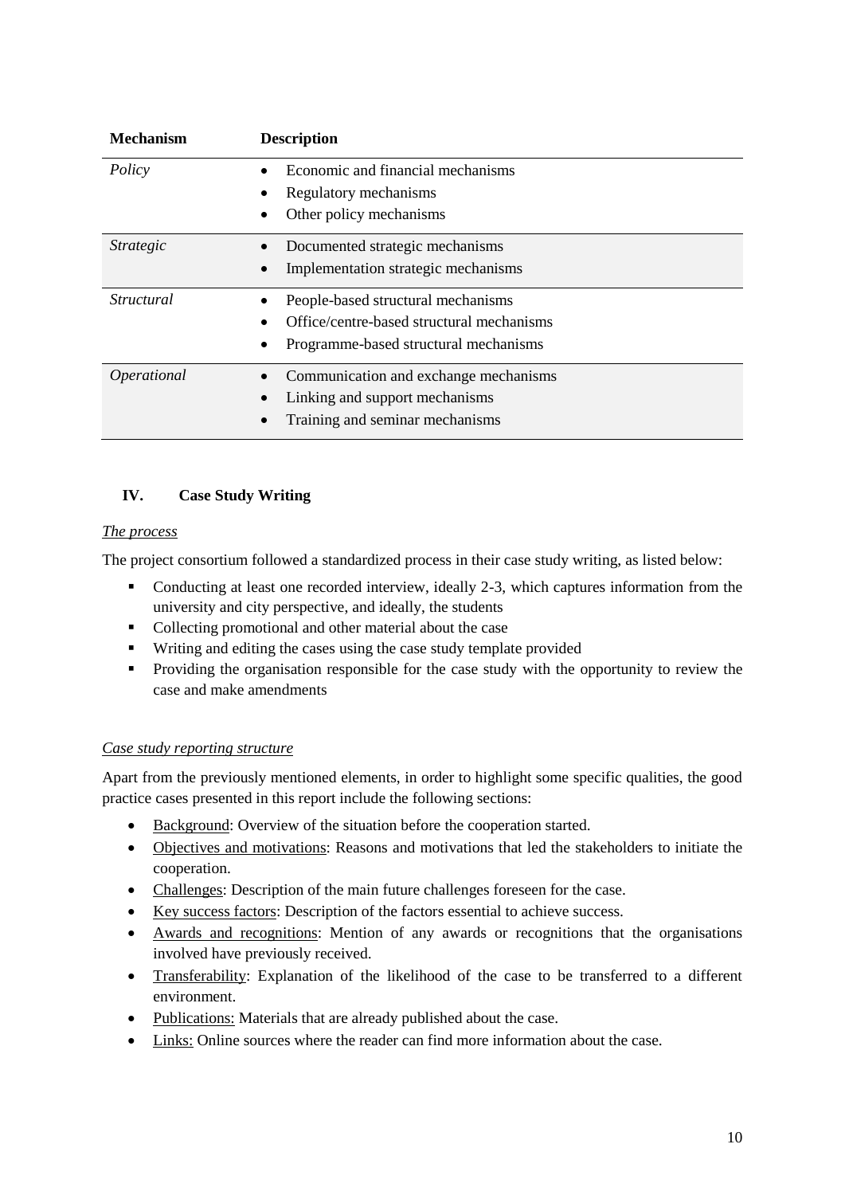| Mechanism | Description |
| --- | --- |
| *Policy* | • Economic and financial mechanisms<br>• Regulatory mechanisms<br>• Other policy mechanisms |
| *Strategic* | • Documented strategic mechanisms<br>• Implementation strategic mechanisms |
| *Structural* | • People-based structural mechanisms<br>• Office/centre-based structural mechanisms<br>• Programme-based structural mechanisms |
| *Operational* | • Communication and exchange mechanisms<br>• Linking and support mechanisms<br>• Training and seminar mechanisms |

## IV. Case Study Writing

*The process*

The project consortium followed a standardized process in their case study writing, as listed below:

- Conducting at least one recorded interview, ideally 2-3, which captures information from the university and city perspective, and ideally, the students
- Collecting promotional and other material about the case
- Writing and editing the cases using the case study template provided
- Providing the organisation responsible for the case study with the opportunity to review the case and make amendments

*Case study reporting structure*

Apart from the previously mentioned elements, in order to highlight some specific qualities, the good practice cases presented in this report include the following sections:

- Background: Overview of the situation before the cooperation started.
- Objectives and motivations: Reasons and motivations that led the stakeholders to initiate the cooperation.
- Challenges: Description of the main future challenges foreseen for the case.
- Key success factors: Description of the factors essential to achieve success.
- Awards and recognitions: Mention of any awards or recognitions that the organisations involved have previously received.
- Transferability: Explanation of the likelihood of the case to be transferred to a different environment.
- Publications: Materials that are already published about the case.
- Links: Online sources where the reader can find more information about the case.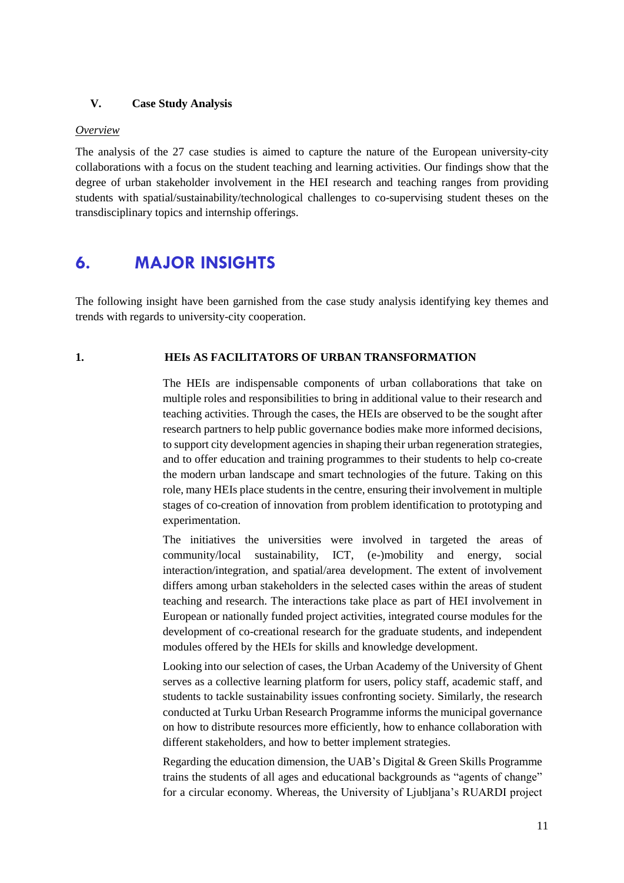### V. Case Study Analysis

*Overview*

The analysis of the 27 case studies is aimed to capture the nature of the European university-city collaborations with a focus on the student teaching and learning activities. Our findings show that the degree of urban stakeholder involvement in the HEI research and teaching ranges from providing students with spatial/sustainability/technological challenges to co-supervising student theses on the transdisciplinary topics and internship offerings.

# 6. MAJOR INSIGHTS

The following insight have been garnished from the case study analysis identifying key themes and trends with regards to university-city cooperation.

## 1. HEIs AS FACILITATORS OF URBAN TRANSFORMATION

The HEIs are indispensable components of urban collaborations that take on multiple roles and responsibilities to bring in additional value to their research and teaching activities. Through the cases, the HEIs are observed to be the sought after research partners to help public governance bodies make more informed decisions, to support city development agencies in shaping their urban regeneration strategies, and to offer education and training programmes to their students to help co-create the modern urban landscape and smart technologies of the future. Taking on this role, many HEIs place students in the centre, ensuring their involvement in multiple stages of co-creation of innovation from problem identification to prototyping and experimentation.

The initiatives the universities were involved in targeted the areas of community/local sustainability, ICT, (e-)mobility and energy, social interaction/integration, and spatial/area development. The extent of involvement differs among urban stakeholders in the selected cases within the areas of student teaching and research. The interactions take place as part of HEI involvement in European or nationally funded project activities, integrated course modules for the development of co-creational research for the graduate students, and independent modules offered by the HEIs for skills and knowledge development.

Looking into our selection of cases, the Urban Academy of the University of Ghent serves as a collective learning platform for users, policy staff, academic staff, and students to tackle sustainability issues confronting society. Similarly, the research conducted at Turku Urban Research Programme informs the municipal governance on how to distribute resources more efficiently, how to enhance collaboration with different stakeholders, and how to better implement strategies.

Regarding the education dimension, the UAB's Digital & Green Skills Programme trains the students of all ages and educational backgrounds as "agents of change" for a circular economy. Whereas, the University of Ljubljana's RUARDI project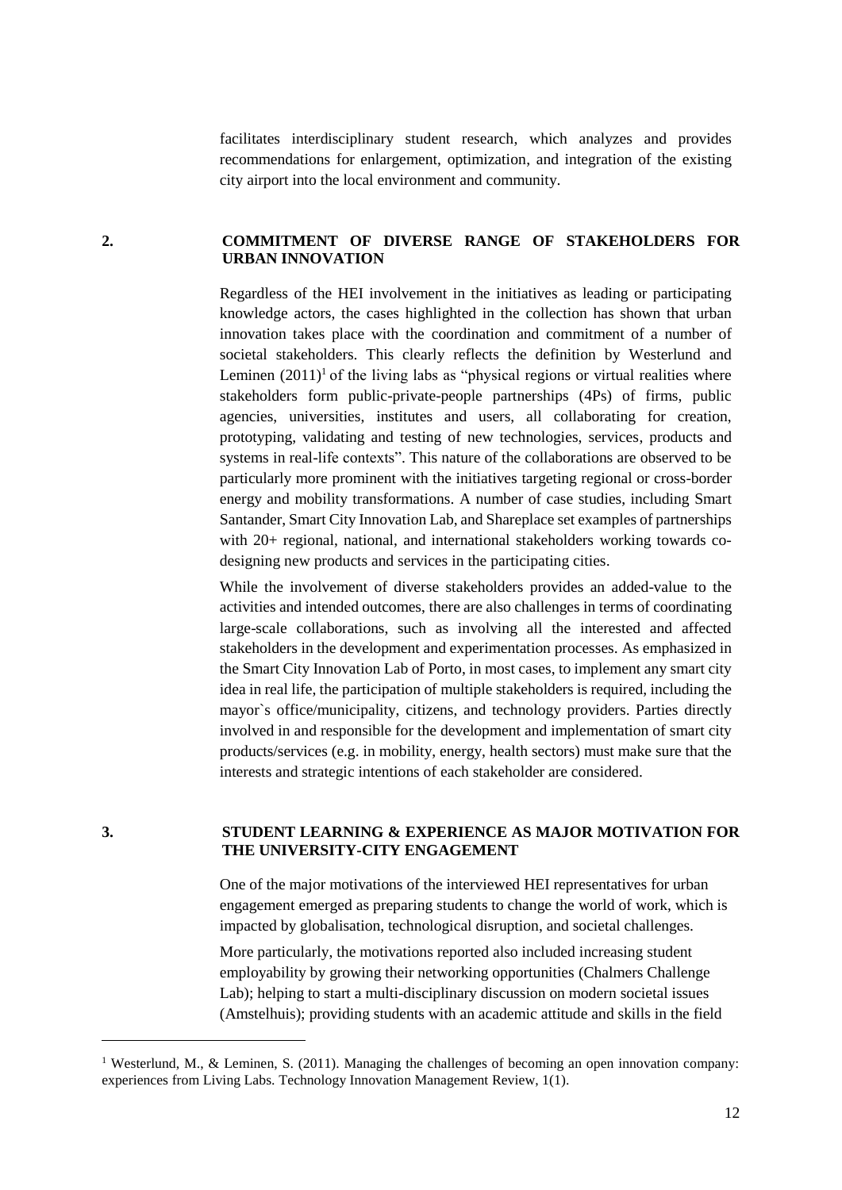facilitates interdisciplinary student research, which analyzes and provides recommendations for enlargement, optimization, and integration of the existing city airport into the local environment and community.

## 2. COMMITMENT OF DIVERSE RANGE OF STAKEHOLDERS FOR URBAN INNOVATION

Regardless of the HEI involvement in the initiatives as leading or participating knowledge actors, the cases highlighted in the collection has shown that urban innovation takes place with the coordination and commitment of a number of societal stakeholders. This clearly reflects the definition by Westerlund and Leminen (2011)[1] of the living labs as "physical regions or virtual realities where stakeholders form public-private-people partnerships (4Ps) of firms, public agencies, universities, institutes and users, all collaborating for creation, prototyping, validating and testing of new technologies, services, products and systems in real-life contexts". This nature of the collaborations are observed to be particularly more prominent with the initiatives targeting regional or cross-border energy and mobility transformations. A number of case studies, including Smart Santander, Smart City Innovation Lab, and Shareplace set examples of partnerships with 20+ regional, national, and international stakeholders working towards co-designing new products and services in the participating cities.

While the involvement of diverse stakeholders provides an added-value to the activities and intended outcomes, there are also challenges in terms of coordinating large-scale collaborations, such as involving all the interested and affected stakeholders in the development and experimentation processes. As emphasized in the Smart City Innovation Lab of Porto, in most cases, to implement any smart city idea in real life, the participation of multiple stakeholders is required, including the mayor`s office/municipality, citizens, and technology providers. Parties directly involved in and responsible for the development and implementation of smart city products/services (e.g. in mobility, energy, health sectors) must make sure that the interests and strategic intentions of each stakeholder are considered.

## 3. STUDENT LEARNING & EXPERIENCE AS MAJOR MOTIVATION FOR THE UNIVERSITY-CITY ENGAGEMENT

One of the major motivations of the interviewed HEI representatives for urban engagement emerged as preparing students to change the world of work, which is impacted by globalisation, technological disruption, and societal challenges.

More particularly, the motivations reported also included increasing student employability by growing their networking opportunities (Chalmers Challenge Lab); helping to start a multi-disciplinary discussion on modern societal issues (Amstelhuis); providing students with an academic attitude and skills in the field

---

[1] Westerlund, M., & Leminen, S. (2011). Managing the challenges of becoming an open innovation company: experiences from Living Labs. Technology Innovation Management Review, 1(1).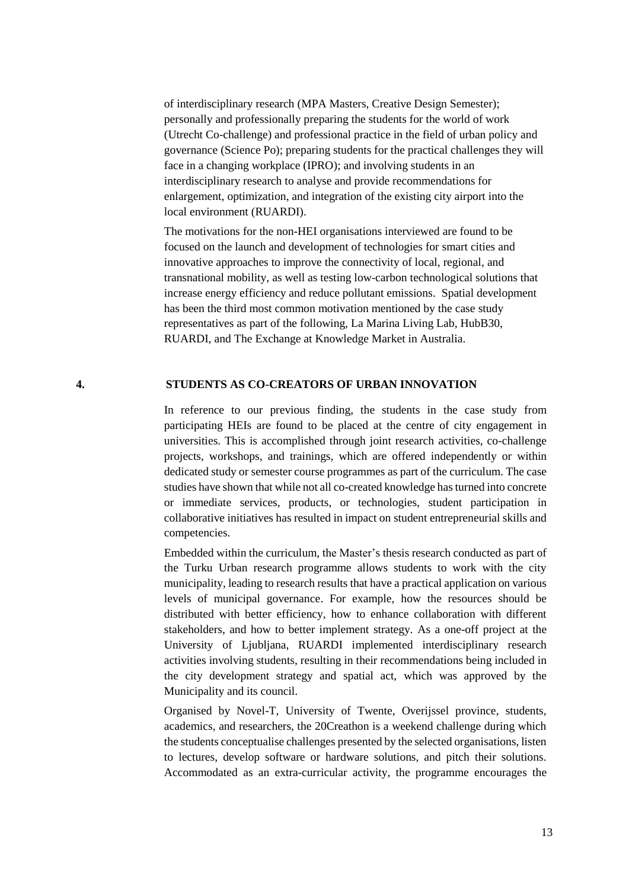of interdisciplinary research (MPA Masters, Creative Design Semester); personally and professionally preparing the students for the world of work (Utrecht Co-challenge) and professional practice in the field of urban policy and governance (Science Po); preparing students for the practical challenges they will face in a changing workplace (IPRO); and involving students in an interdisciplinary research to analyse and provide recommendations for enlargement, optimization, and integration of the existing city airport into the local environment (RUARDI).

The motivations for the non-HEI organisations interviewed are found to be focused on the launch and development of technologies for smart cities and innovative approaches to improve the connectivity of local, regional, and transnational mobility, as well as testing low-carbon technological solutions that increase energy efficiency and reduce pollutant emissions. Spatial development has been the third most common motivation mentioned by the case study representatives as part of the following, La Marina Living Lab, HubB30, RUARDI, and The Exchange at Knowledge Market in Australia.

## 4. STUDENTS AS CO-CREATORS OF URBAN INNOVATION

In reference to our previous finding, the students in the case study from participating HEIs are found to be placed at the centre of city engagement in universities. This is accomplished through joint research activities, co-challenge projects, workshops, and trainings, which are offered independently or within dedicated study or semester course programmes as part of the curriculum. The case studies have shown that while not all co-created knowledge has turned into concrete or immediate services, products, or technologies, student participation in collaborative initiatives has resulted in impact on student entrepreneurial skills and competencies.

Embedded within the curriculum, the Master's thesis research conducted as part of the Turku Urban research programme allows students to work with the city municipality, leading to research results that have a practical application on various levels of municipal governance. For example, how the resources should be distributed with better efficiency, how to enhance collaboration with different stakeholders, and how to better implement strategy. As a one-off project at the University of Ljubljana, RUARDI implemented interdisciplinary research activities involving students, resulting in their recommendations being included in the city development strategy and spatial act, which was approved by the Municipality and its council.

Organised by Novel-T, University of Twente, Overijssel province, students, academics, and researchers, the 20Creathon is a weekend challenge during which the students conceptualise challenges presented by the selected organisations, listen to lectures, develop software or hardware solutions, and pitch their solutions. Accommodated as an extra-curricular activity, the programme encourages the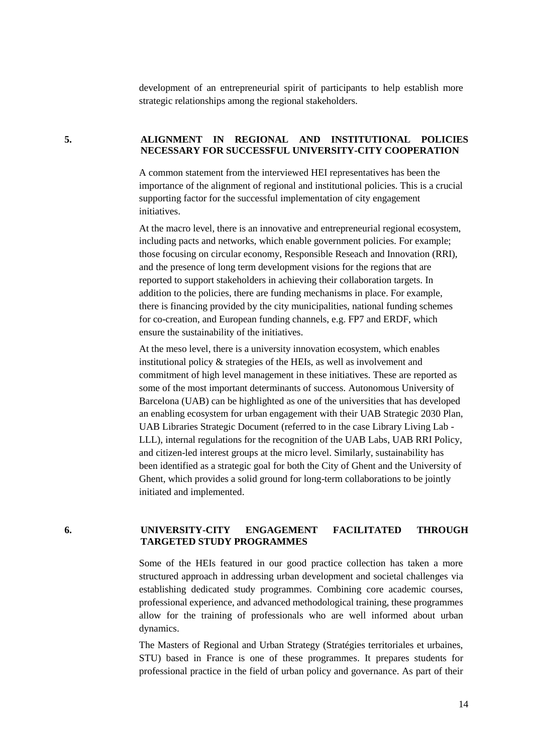development of an entrepreneurial spirit of participants to help establish more strategic relationships among the regional stakeholders.

## 5. ALIGNMENT IN REGIONAL AND INSTITUTIONAL POLICIES NECESSARY FOR SUCCESSFUL UNIVERSITY-CITY COOPERATION

A common statement from the interviewed HEI representatives has been the importance of the alignment of regional and institutional policies. This is a crucial supporting factor for the successful implementation of city engagement initiatives.

At the macro level, there is an innovative and entrepreneurial regional ecosystem, including pacts and networks, which enable government policies. For example; those focusing on circular economy, Responsible Reseach and Innovation (RRI), and the presence of long term development visions for the regions that are reported to support stakeholders in achieving their collaboration targets. In addition to the policies, there are funding mechanisms in place. For example, there is financing provided by the city municipalities, national funding schemes for co-creation, and European funding channels, e.g. FP7 and ERDF, which ensure the sustainability of the initiatives.

At the meso level, there is a university innovation ecosystem, which enables institutional policy & strategies of the HEIs, as well as involvement and commitment of high level management in these initiatives. These are reported as some of the most important determinants of success. Autonomous University of Barcelona (UAB) can be highlighted as one of the universities that has developed an enabling ecosystem for urban engagement with their UAB Strategic 2030 Plan, UAB Libraries Strategic Document (referred to in the case Library Living Lab - LLL), internal regulations for the recognition of the UAB Labs, UAB RRI Policy, and citizen-led interest groups at the micro level. Similarly, sustainability has been identified as a strategic goal for both the City of Ghent and the University of Ghent, which provides a solid ground for long-term collaborations to be jointly initiated and implemented.

## 6. UNIVERSITY-CITY ENGAGEMENT FACILITATED THROUGH TARGETED STUDY PROGRAMMES

Some of the HEIs featured in our good practice collection has taken a more structured approach in addressing urban development and societal challenges via establishing dedicated study programmes. Combining core academic courses, professional experience, and advanced methodological training, these programmes allow for the training of professionals who are well informed about urban dynamics.

The Masters of Regional and Urban Strategy (Stratégies territoriales et urbaines, STU) based in France is one of these programmes. It prepares students for professional practice in the field of urban policy and governance. As part of their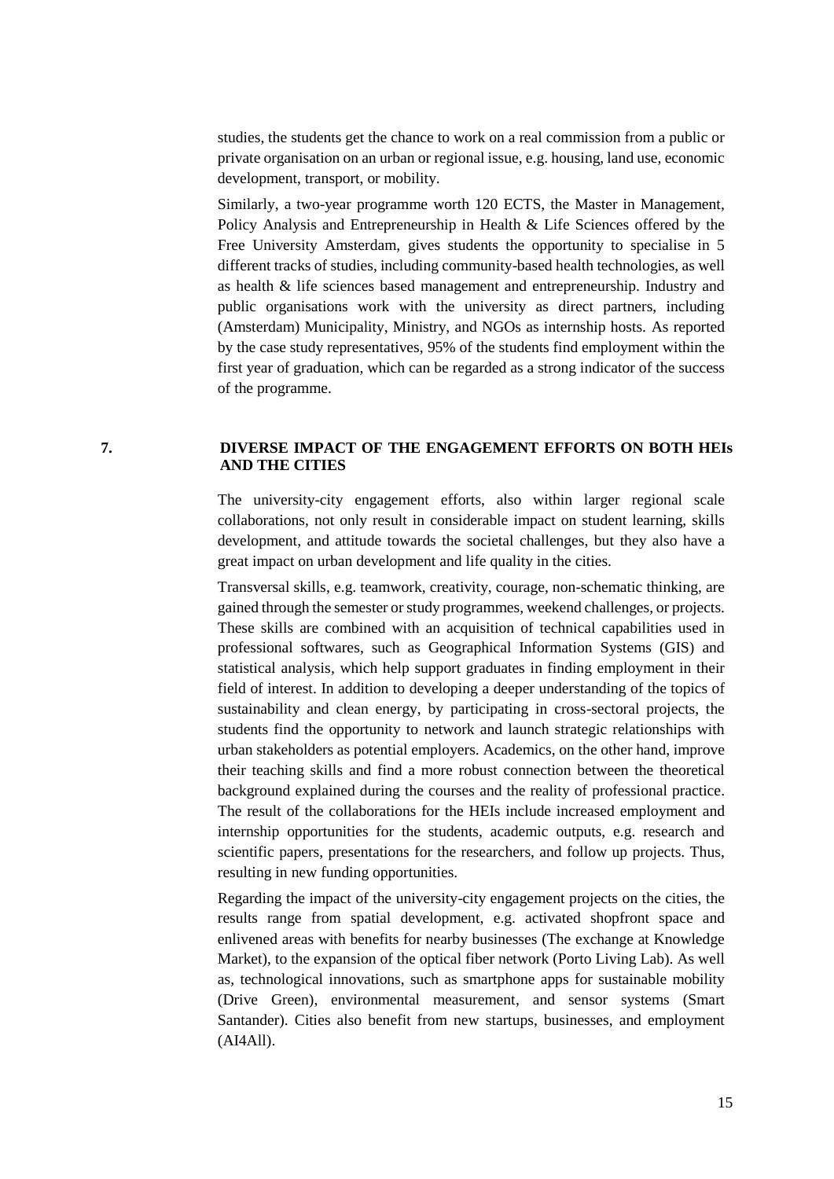studies, the students get the chance to work on a real commission from a public or private organisation on an urban or regional issue, e.g. housing, land use, economic development, transport, or mobility.

Similarly, a two-year programme worth 120 ECTS, the Master in Management, Policy Analysis and Entrepreneurship in Health & Life Sciences offered by the Free University Amsterdam, gives students the opportunity to specialise in 5 different tracks of studies, including community-based health technologies, as well as health & life sciences based management and entrepreneurship. Industry and public organisations work with the university as direct partners, including (Amsterdam) Municipality, Ministry, and NGOs as internship hosts. As reported by the case study representatives, 95% of the students find employment within the first year of graduation, which can be regarded as a strong indicator of the success of the programme.

## 7. DIVERSE IMPACT OF THE ENGAGEMENT EFFORTS ON BOTH HEIs AND THE CITIES

The university-city engagement efforts, also within larger regional scale collaborations, not only result in considerable impact on student learning, skills development, and attitude towards the societal challenges, but they also have a great impact on urban development and life quality in the cities.

Transversal skills, e.g. teamwork, creativity, courage, non-schematic thinking, are gained through the semester or study programmes, weekend challenges, or projects. These skills are combined with an acquisition of technical capabilities used in professional softwares, such as Geographical Information Systems (GIS) and statistical analysis, which help support graduates in finding employment in their field of interest. In addition to developing a deeper understanding of the topics of sustainability and clean energy, by participating in cross-sectoral projects, the students find the opportunity to network and launch strategic relationships with urban stakeholders as potential employers. Academics, on the other hand, improve their teaching skills and find a more robust connection between the theoretical background explained during the courses and the reality of professional practice. The result of the collaborations for the HEIs include increased employment and internship opportunities for the students, academic outputs, e.g. research and scientific papers, presentations for the researchers, and follow up projects. Thus, resulting in new funding opportunities.

Regarding the impact of the university-city engagement projects on the cities, the results range from spatial development, e.g. activated shopfront space and enlivened areas with benefits for nearby businesses (The exchange at Knowledge Market), to the expansion of the optical fiber network (Porto Living Lab). As well as, technological innovations, such as smartphone apps for sustainable mobility (Drive Green), environmental measurement, and sensor systems (Smart Santander). Cities also benefit from new startups, businesses, and employment (AI4All).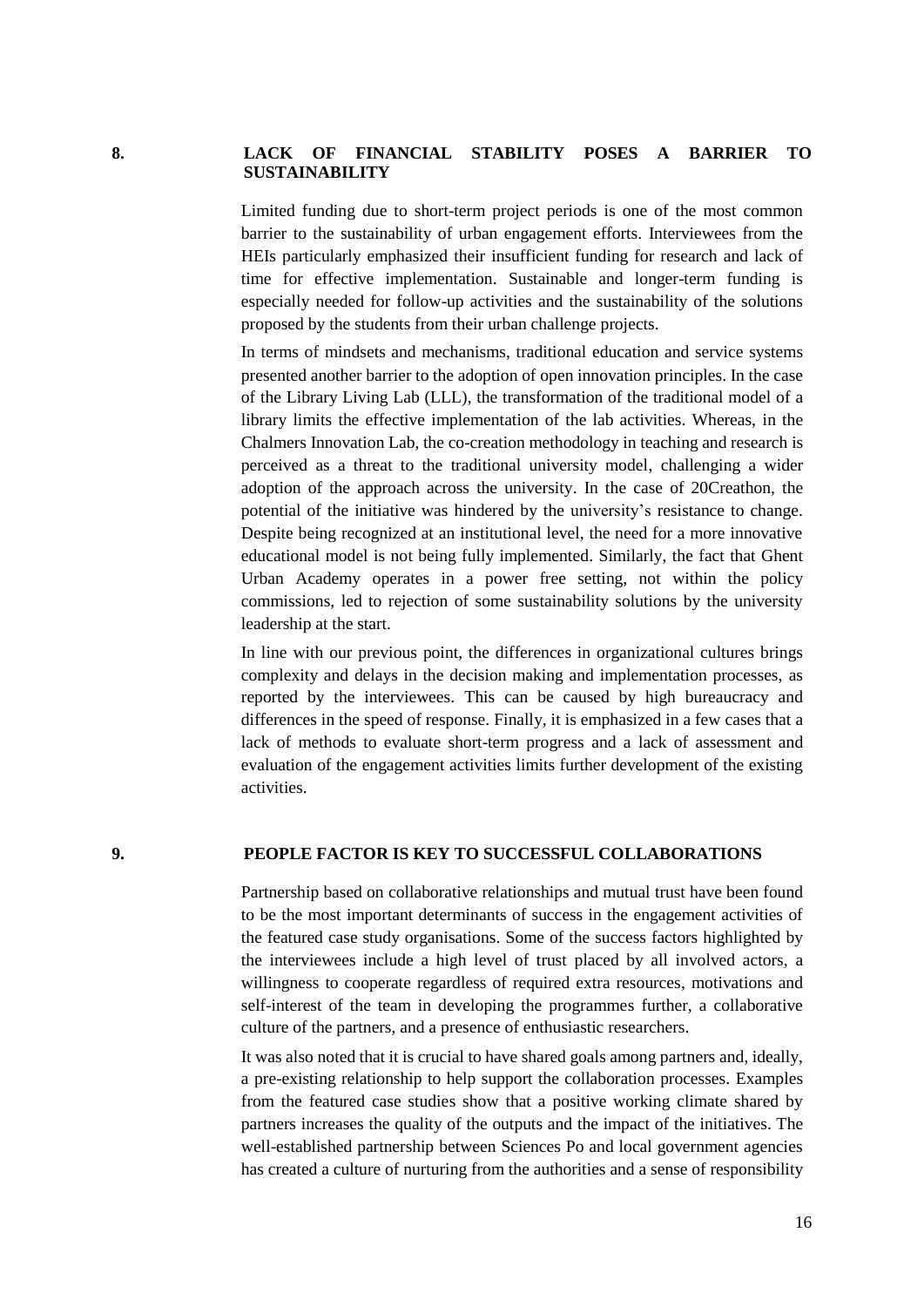## 8. LACK OF FINANCIAL STABILITY POSES A BARRIER TO SUSTAINABILITY

Limited funding due to short-term project periods is one of the most common barrier to the sustainability of urban engagement efforts. Interviewees from the HEIs particularly emphasized their insufficient funding for research and lack of time for effective implementation. Sustainable and longer-term funding is especially needed for follow-up activities and the sustainability of the solutions proposed by the students from their urban challenge projects.

In terms of mindsets and mechanisms, traditional education and service systems presented another barrier to the adoption of open innovation principles. In the case of the Library Living Lab (LLL), the transformation of the traditional model of a library limits the effective implementation of the lab activities. Whereas, in the Chalmers Innovation Lab, the co-creation methodology in teaching and research is perceived as a threat to the traditional university model, challenging a wider adoption of the approach across the university. In the case of 20Creathon, the potential of the initiative was hindered by the university's resistance to change. Despite being recognized at an institutional level, the need for a more innovative educational model is not being fully implemented. Similarly, the fact that Ghent Urban Academy operates in a power free setting, not within the policy commissions, led to rejection of some sustainability solutions by the university leadership at the start.

In line with our previous point, the differences in organizational cultures brings complexity and delays in the decision making and implementation processes, as reported by the interviewees. This can be caused by high bureaucracy and differences in the speed of response. Finally, it is emphasized in a few cases that a lack of methods to evaluate short-term progress and a lack of assessment and evaluation of the engagement activities limits further development of the existing activities.

## 9. PEOPLE FACTOR IS KEY TO SUCCESSFUL COLLABORATIONS

Partnership based on collaborative relationships and mutual trust have been found to be the most important determinants of success in the engagement activities of the featured case study organisations. Some of the success factors highlighted by the interviewees include a high level of trust placed by all involved actors, a willingness to cooperate regardless of required extra resources, motivations and self-interest of the team in developing the programmes further, a collaborative culture of the partners, and a presence of enthusiastic researchers.

It was also noted that it is crucial to have shared goals among partners and, ideally, a pre-existing relationship to help support the collaboration processes. Examples from the featured case studies show that a positive working climate shared by partners increases the quality of the outputs and the impact of the initiatives. The well-established partnership between Sciences Po and local government agencies has created a culture of nurturing from the authorities and a sense of responsibility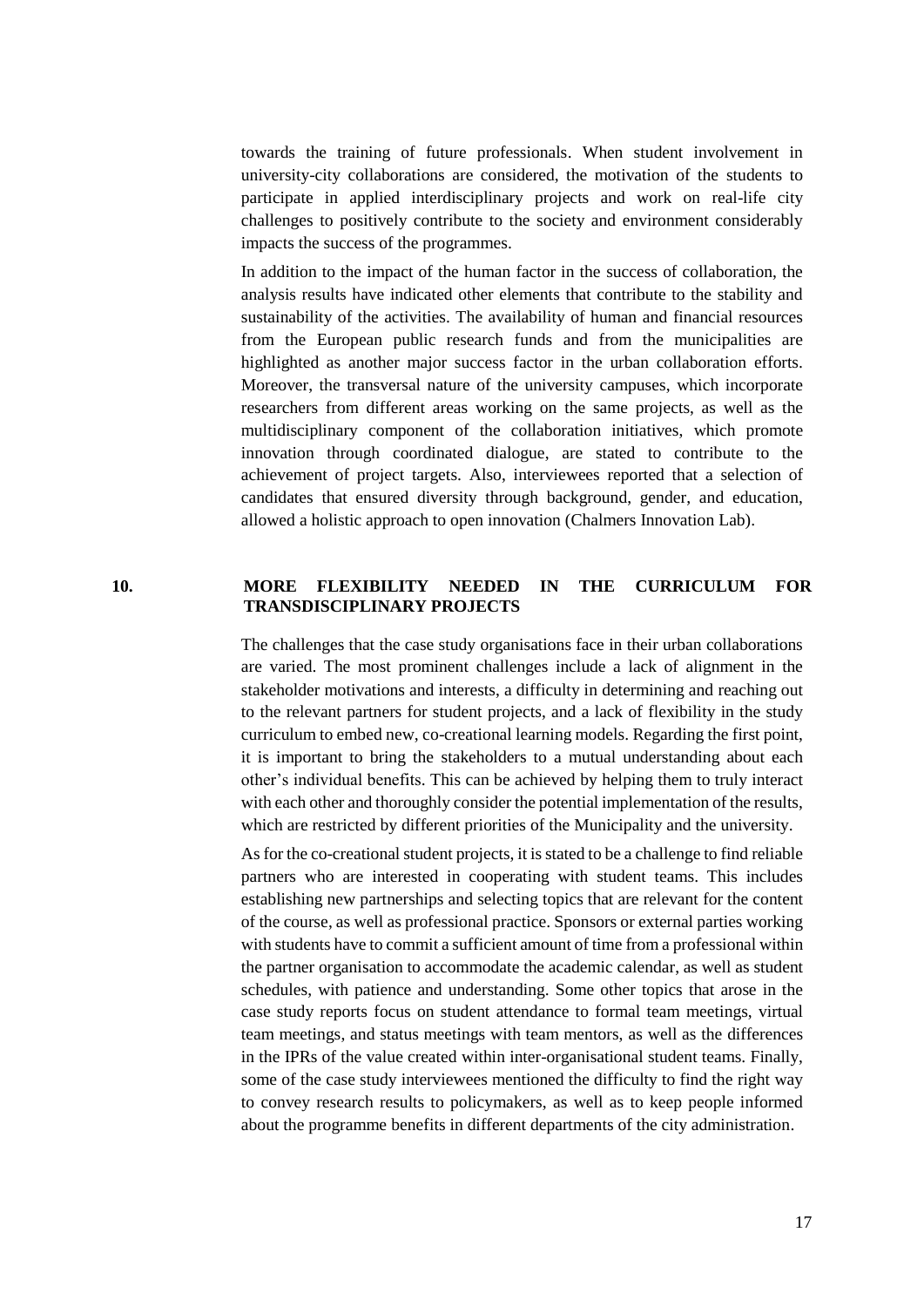towards the training of future professionals. When student involvement in university-city collaborations are considered, the motivation of the students to participate in applied interdisciplinary projects and work on real-life city challenges to positively contribute to the society and environment considerably impacts the success of the programmes.

In addition to the impact of the human factor in the success of collaboration, the analysis results have indicated other elements that contribute to the stability and sustainability of the activities. The availability of human and financial resources from the European public research funds and from the municipalities are highlighted as another major success factor in the urban collaboration efforts. Moreover, the transversal nature of the university campuses, which incorporate researchers from different areas working on the same projects, as well as the multidisciplinary component of the collaboration initiatives, which promote innovation through coordinated dialogue, are stated to contribute to the achievement of project targets. Also, interviewees reported that a selection of candidates that ensured diversity through background, gender, and education, allowed a holistic approach to open innovation (Chalmers Innovation Lab).

## 10. MORE FLEXIBILITY NEEDED IN THE CURRICULUM FOR TRANSDISCIPLINARY PROJECTS

The challenges that the case study organisations face in their urban collaborations are varied. The most prominent challenges include a lack of alignment in the stakeholder motivations and interests, a difficulty in determining and reaching out to the relevant partners for student projects, and a lack of flexibility in the study curriculum to embed new, co-creational learning models. Regarding the first point, it is important to bring the stakeholders to a mutual understanding about each other's individual benefits. This can be achieved by helping them to truly interact with each other and thoroughly consider the potential implementation of the results, which are restricted by different priorities of the Municipality and the university.

As for the co-creational student projects, it is stated to be a challenge to find reliable partners who are interested in cooperating with student teams. This includes establishing new partnerships and selecting topics that are relevant for the content of the course, as well as professional practice. Sponsors or external parties working with students have to commit a sufficient amount of time from a professional within the partner organisation to accommodate the academic calendar, as well as student schedules, with patience and understanding. Some other topics that arose in the case study reports focus on student attendance to formal team meetings, virtual team meetings, and status meetings with team mentors, as well as the differences in the IPRs of the value created within inter-organisational student teams. Finally, some of the case study interviewees mentioned the difficulty to find the right way to convey research results to policymakers, as well as to keep people informed about the programme benefits in different departments of the city administration.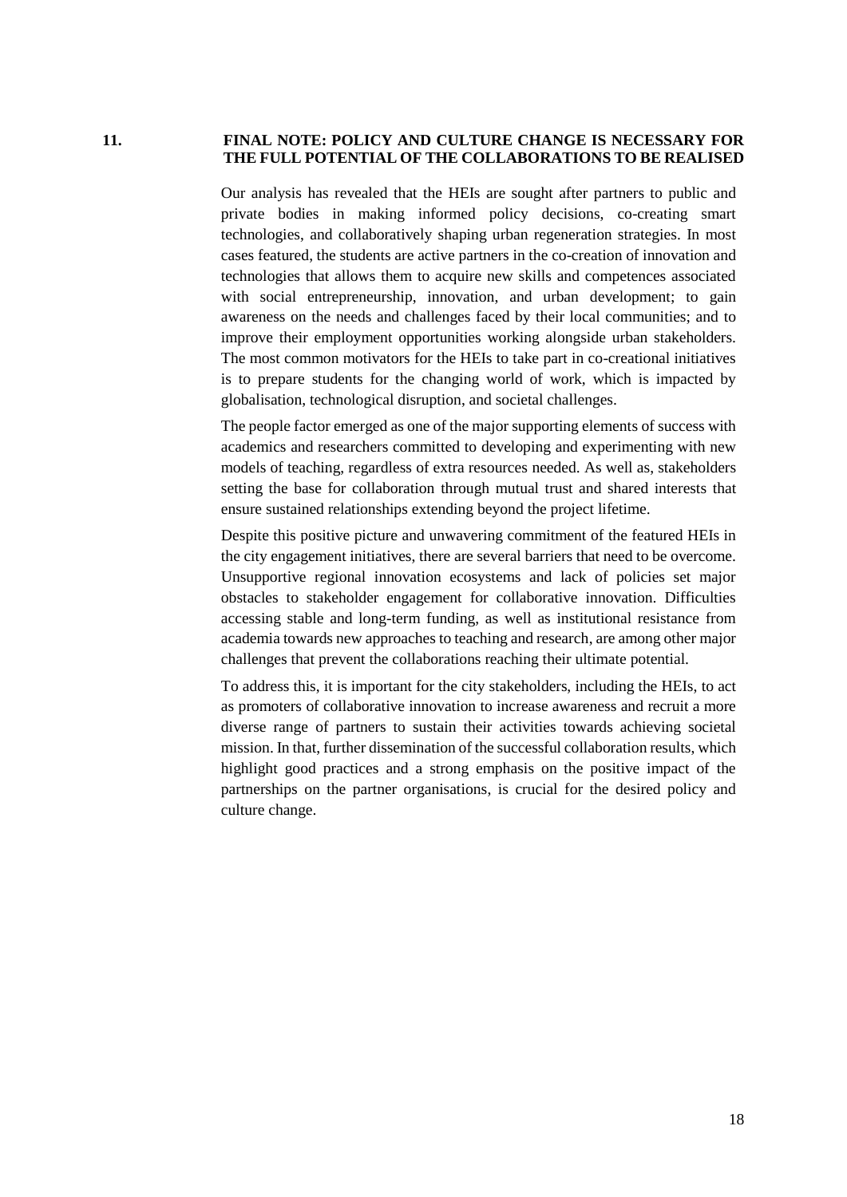## 11. FINAL NOTE: POLICY AND CULTURE CHANGE IS NECESSARY FOR THE FULL POTENTIAL OF THE COLLABORATIONS TO BE REALISED

Our analysis has revealed that the HEIs are sought after partners to public and private bodies in making informed policy decisions, co-creating smart technologies, and collaboratively shaping urban regeneration strategies. In most cases featured, the students are active partners in the co-creation of innovation and technologies that allows them to acquire new skills and competences associated with social entrepreneurship, innovation, and urban development; to gain awareness on the needs and challenges faced by their local communities; and to improve their employment opportunities working alongside urban stakeholders. The most common motivators for the HEIs to take part in co-creational initiatives is to prepare students for the changing world of work, which is impacted by globalisation, technological disruption, and societal challenges.

The people factor emerged as one of the major supporting elements of success with academics and researchers committed to developing and experimenting with new models of teaching, regardless of extra resources needed. As well as, stakeholders setting the base for collaboration through mutual trust and shared interests that ensure sustained relationships extending beyond the project lifetime.

Despite this positive picture and unwavering commitment of the featured HEIs in the city engagement initiatives, there are several barriers that need to be overcome. Unsupportive regional innovation ecosystems and lack of policies set major obstacles to stakeholder engagement for collaborative innovation. Difficulties accessing stable and long-term funding, as well as institutional resistance from academia towards new approaches to teaching and research, are among other major challenges that prevent the collaborations reaching their ultimate potential.

To address this, it is important for the city stakeholders, including the HEIs, to act as promoters of collaborative innovation to increase awareness and recruit a more diverse range of partners to sustain their activities towards achieving societal mission. In that, further dissemination of the successful collaboration results, which highlight good practices and a strong emphasis on the positive impact of the partnerships on the partner organisations, is crucial for the desired policy and culture change.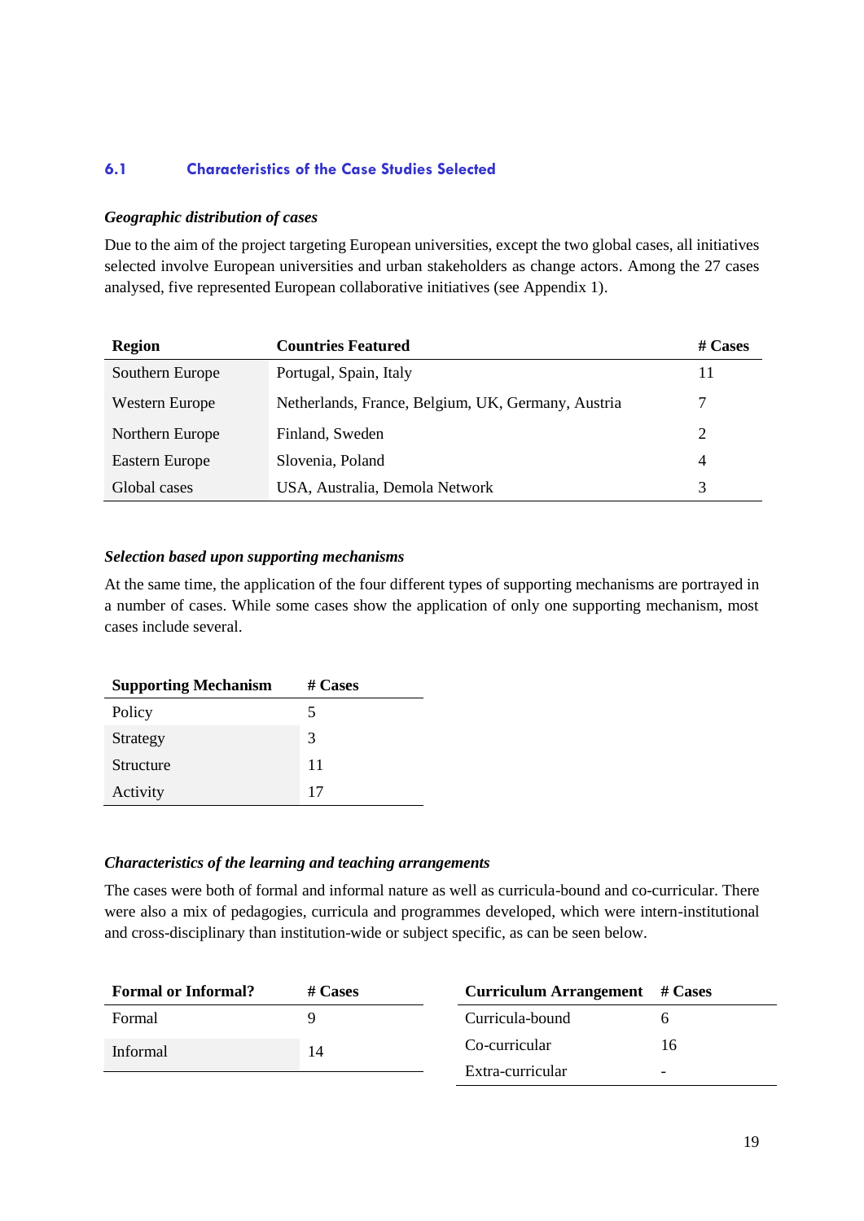### 6.1 Characteristics of the Case Studies Selected

***Geographic distribution of cases***

Due to the aim of the project targeting European universities, except the two global cases, all initiatives selected involve European universities and urban stakeholders as change actors. Among the 27 cases analysed, five represented European collaborative initiatives (see Appendix 1).

| Region | Countries Featured | # Cases |
|---|---|---|
| Southern Europe | Portugal, Spain, Italy | 11 |
| Western Europe | Netherlands, France, Belgium, UK, Germany, Austria | 7 |
| Northern Europe | Finland, Sweden | 2 |
| Eastern Europe | Slovenia, Poland | 4 |
| Global cases | USA, Australia, Demola Network | 3 |

***Selection based upon supporting mechanisms***

At the same time, the application of the four different types of supporting mechanisms are portrayed in a number of cases. While some cases show the application of only one supporting mechanism, most cases include several.

| Supporting Mechanism | # Cases |
|---|---|
| Policy | 5 |
| Strategy | 3 |
| Structure | 11 |
| Activity | 17 |

***Characteristics of the learning and teaching arrangements***

The cases were both of formal and informal nature as well as curricula-bound and co-curricular. There were also a mix of pedagogies, curricula and programmes developed, which were intern-institutional and cross-disciplinary than institution-wide or subject specific, as can be seen below.

| Formal or Informal? | # Cases |
|---|---|
| Formal | 9 |
| Informal | 14 |

| Curriculum Arrangement | # Cases |
|---|---|
| Curricula-bound | 6 |
| Co-curricular | 16 |
| Extra-curricular | - |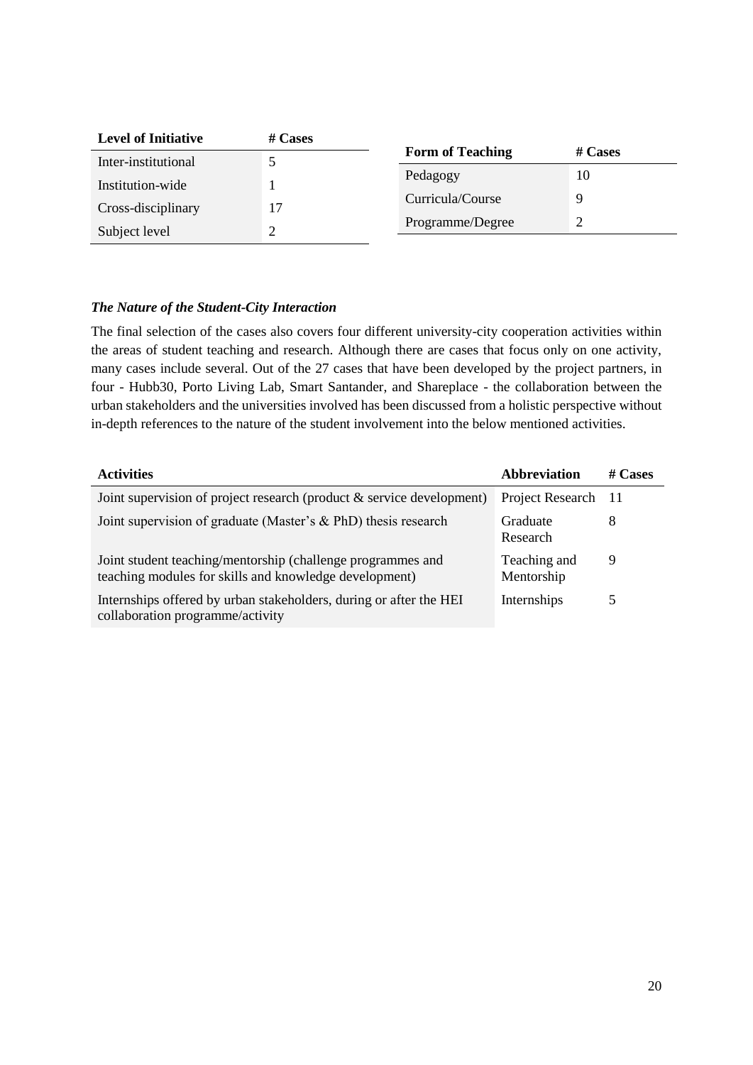| Level of Initiative | # Cases |
|---|---|
| Inter-institutional | 5 |
| Institution-wide | 1 |
| Cross-disciplinary | 17 |
| Subject level | 2 |

| Form of Teaching | # Cases |
|---|---|
| Pedagogy | 10 |
| Curricula/Course | 9 |
| Programme/Degree | 2 |

### *The Nature of the Student-City Interaction*

The final selection of the cases also covers four different university-city cooperation activities within the areas of student teaching and research. Although there are cases that focus only on one activity, many cases include several. Out of the 27 cases that have been developed by the project partners, in four - Hubb30, Porto Living Lab, Smart Santander, and Shareplace - the collaboration between the urban stakeholders and the universities involved has been discussed from a holistic perspective without in-depth references to the nature of the student involvement into the below mentioned activities.

| Activities | Abbreviation | # Cases |
|---|---|---|
| Joint supervision of project research (product & service development) | Project Research | 11 |
| Joint supervision of graduate (Master's & PhD) thesis research | Graduate Research | 8 |
| Joint student teaching/mentorship (challenge programmes and teaching modules for skills and knowledge development) | Teaching and Mentorship | 9 |
| Internships offered by urban stakeholders, during or after the HEI collaboration programme/activity | Internships | 5 |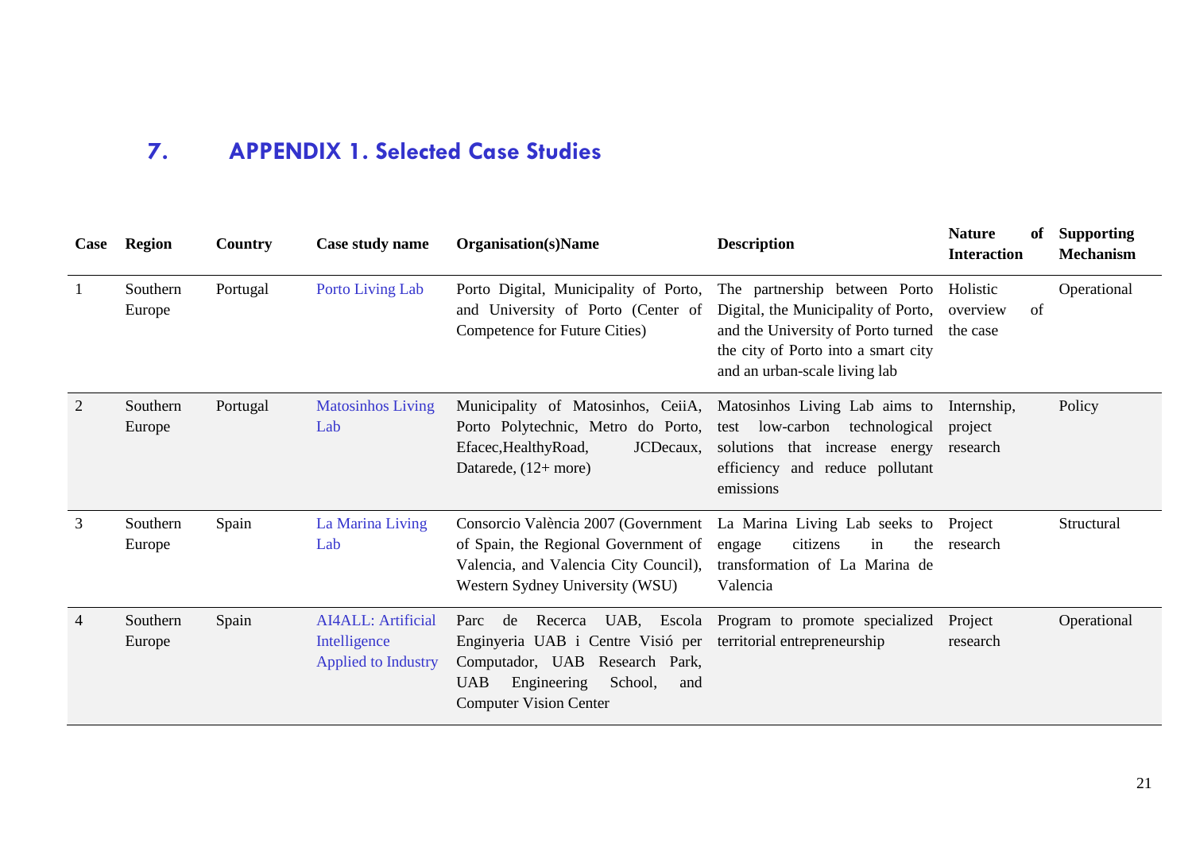# 7. APPENDIX 1. Selected Case Studies

| Case | Region | Country | Case study name | Organisation(s)Name | Description | Nature of Interaction | Supporting Mechanism |
|---|---|---|---|---|---|---|---|
| 1 | Southern Europe | Portugal | Porto Living Lab | Porto Digital, Municipality of Porto, and University of Porto (Center of Competence for Future Cities) | The partnership between Porto Digital, the Municipality of Porto, and the University of Porto turned the city of Porto into a smart city and an urban-scale living lab | Holistic overview of the case | Operational |
| 2 | Southern Europe | Portugal | Matosinhos Living Lab | Municipality of Matosinhos, CeiiA, Porto Polytechnic, Metro do Porto, Efacec,HealthyRoad, JCDecaux, Datarede, (12+ more) | Matosinhos Living Lab aims to test low-carbon technological solutions that increase energy efficiency and reduce pollutant emissions | Internship, project research | Policy |
| 3 | Southern Europe | Spain | La Marina Living Lab | Consorcio València 2007 (Government of Spain, the Regional Government of Valencia, and Valencia City Council), Western Sydney University (WSU) | La Marina Living Lab seeks to engage citizens in the transformation of La Marina de Valencia | Project research | Structural |
| 4 | Southern Europe | Spain | AI4ALL: Artificial Intelligence Applied to Industry | Parc de Recerca UAB, Escola Enginyeria UAB i Centre Visió per Computador, UAB Research Park, UAB Engineering School, and Computer Vision Center | Program to promote specialized territorial entrepreneurship | Project research | Operational |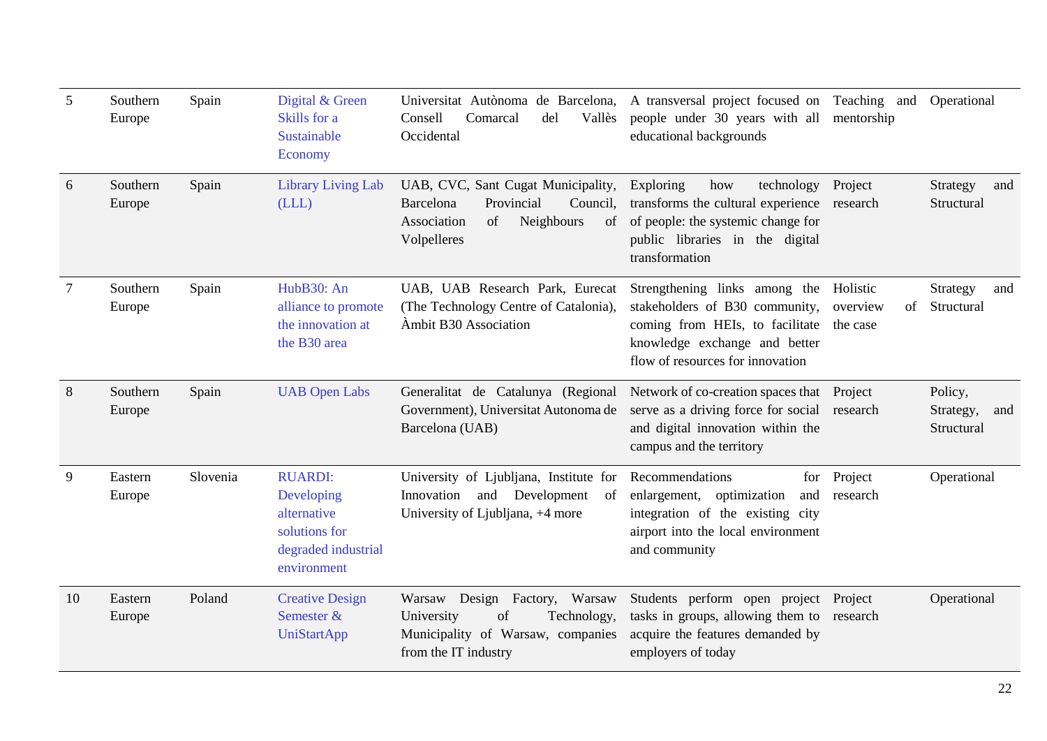| | | | | | | | |
|---|---|---|---|---|---|---|---|
| 5 | Southern Europe | Spain | Digital & Green Skills for a Sustainable Economy | Universitat Autònoma de Barcelona, Consell Comarcal del Vallès Occidental | A transversal project focused on people under 30 years with all educational backgrounds | Teaching and mentorship | Operational |
| 6 | Southern Europe | Spain | Library Living Lab (LLL) | UAB, CVC, Sant Cugat Municipality, Barcelona Provincial Council, Association of Neighbours of Volpelleres | Exploring how technology transforms the cultural experience of people: the systemic change for public libraries in the digital transformation | Project research | Strategy and Structural |
| 7 | Southern Europe | Spain | HubB30: An alliance to promote the innovation at the B30 area | UAB, UAB Research Park, Eurecat (The Technology Centre of Catalonia), Àmbit B30 Association | Strengthening links among the stakeholders of B30 community, coming from HEIs, to facilitate knowledge exchange and better flow of resources for innovation | Holistic overview of the case | Strategy and Structural |
| 8 | Southern Europe | Spain | UAB Open Labs | Generalitat de Catalunya (Regional Government), Universitat Autonoma de Barcelona (UAB) | Network of co-creation spaces that serve as a driving force for social and digital innovation within the campus and the territory | Project research | Policy, Strategy, and Structural |
| 9 | Eastern Europe | Slovenia | RUARDI: Developing alternative solutions for degraded industrial environment | University of Ljubljana, Institute for Innovation and Development of University of Ljubljana, +4 more | Recommendations for enlargement, optimization and integration of the existing city airport into the local environment and community | Project research | Operational |
| 10 | Eastern Europe | Poland | Creative Design Semester & UniStartApp | Warsaw Design Factory, Warsaw University of Technology, Municipality of Warsaw, companies from the IT industry | Students perform open project tasks in groups, allowing them to acquire the features demanded by employers of today | Project research | Operational |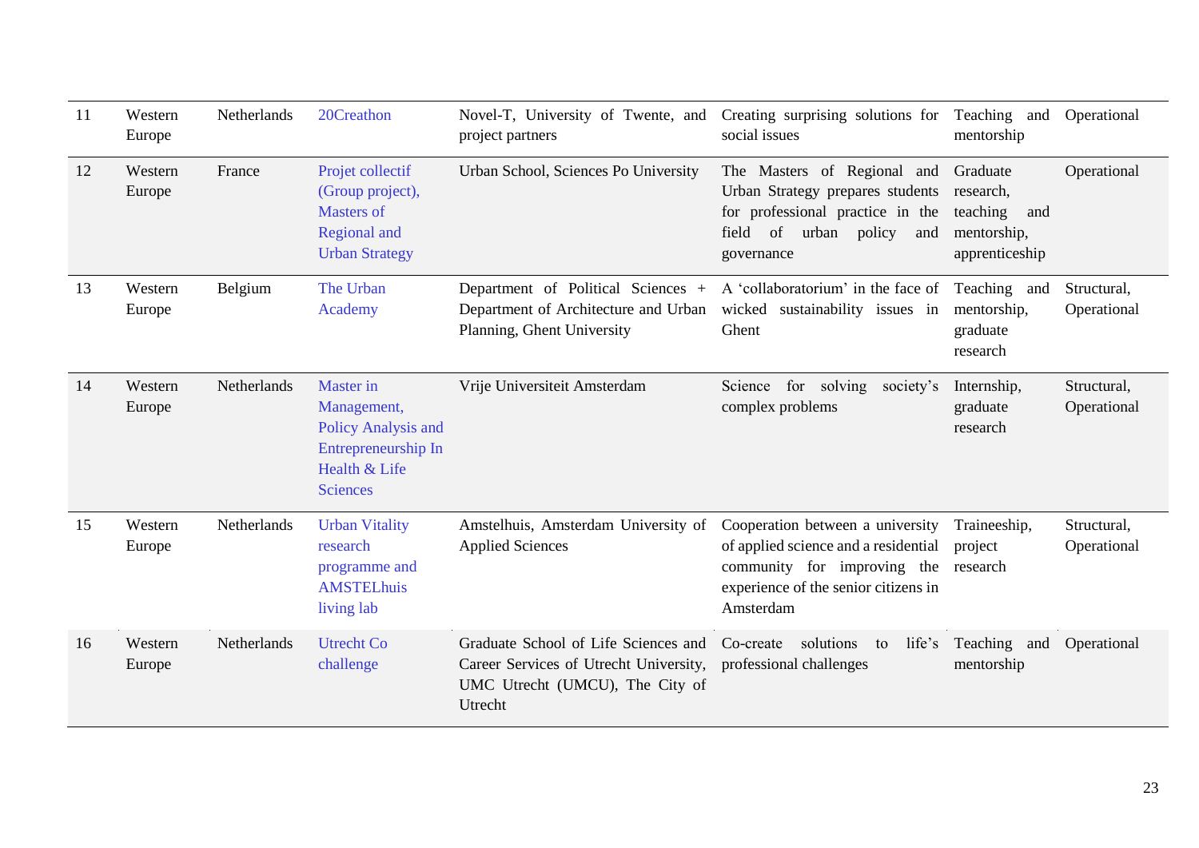| | | | | | | | |
|---|---|---|---|---|---|---|---|
| 11 | Western Europe | Netherlands | 20Creathon | Novel-T, University of Twente, and project partners | Creating surprising solutions for social issues | Teaching and mentorship | Operational |
| 12 | Western Europe | France | Projet collectif (Group project), Masters of Regional and Urban Strategy | Urban School, Sciences Po University | The Masters of Regional and Urban Strategy prepares students for professional practice in the field of urban policy and governance | Graduate research, teaching and mentorship, apprenticeship | Operational |
| 13 | Western Europe | Belgium | The Urban Academy | Department of Political Sciences + Department of Architecture and Urban Planning, Ghent University | A 'collaboratorium' in the face of wicked sustainability issues in Ghent | Teaching and mentorship, graduate research | Structural, Operational |
| 14 | Western Europe | Netherlands | Master in Management, Policy Analysis and Entrepreneurship In Health & Life Sciences | Vrije Universiteit Amsterdam | Science for solving society's complex problems | Internship, graduate research | Structural, Operational |
| 15 | Western Europe | Netherlands | Urban Vitality research programme and AMSTELhuis living lab | Amstelhuis, Amsterdam University of Applied Sciences | Cooperation between a university of applied science and a residential community for improving the experience of the senior citizens in Amsterdam | Traineeship, project research | Structural, Operational |
| 16 | Western Europe | Netherlands | Utrecht Co challenge | Graduate School of Life Sciences and Career Services of Utrecht University, UMC Utrecht (UMCU), The City of Utrecht | Co-create solutions to life's professional challenges | Teaching and mentorship | Operational |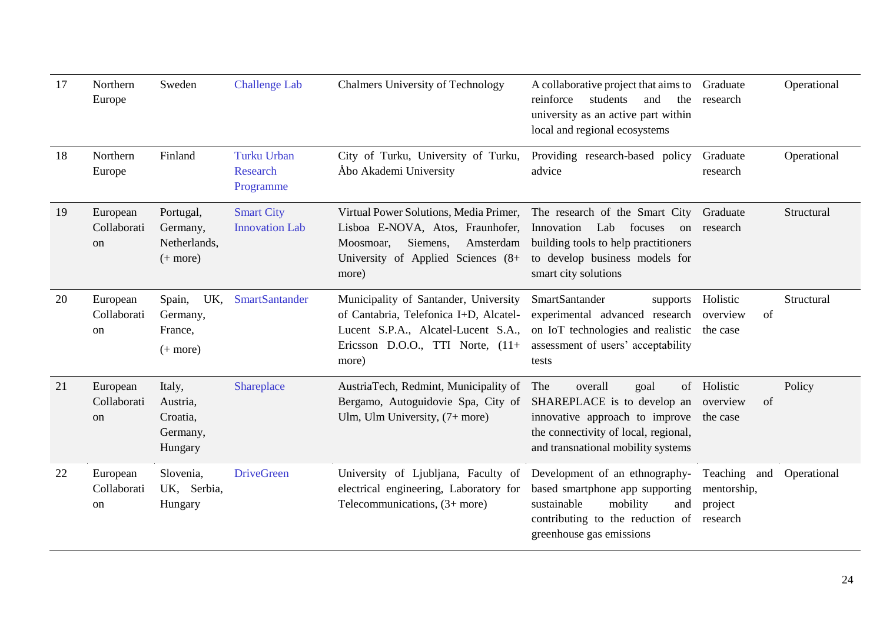| 17 | Northern Europe | Sweden | Challenge Lab | Chalmers University of Technology | A collaborative project that aims to reinforce students and the university as an active part within local and regional ecosystems | Graduate research | Operational |
|---|---|---|---|---|---|---|---|
| 18 | Northern Europe | Finland | Turku Urban Research Programme | City of Turku, University of Turku, Åbo Akademi University | Providing research-based policy advice | Graduate research | Operational |
| 19 | European Collaboration | Portugal, Germany, Netherlands, (+ more) | Smart City Innovation Lab | Virtual Power Solutions, Media Primer, Lisboa E-NOVA, Atos, Fraunhofer, Moosmoar, Siemens, Amsterdam University of Applied Sciences (8+ more) | The research of the Smart City Innovation Lab focuses on building tools to help practitioners to develop business models for smart city solutions | Graduate research | Structural |
| 20 | European Collaboration | Spain, UK, Germany, France, (+ more) | SmartSantander | Municipality of Santander, University of Cantabria, Telefonica I+D, Alcatel-Lucent S.P.A., Alcatel-Lucent S.A., Ericsson D.O.O., TTI Norte, (11+ more) | SmartSantander supports experimental advanced research on IoT technologies and realistic assessment of users' acceptability tests | Holistic overview of the case | Structural |
| 21 | European Collaboration | Italy, Austria, Croatia, Germany, Hungary | Shareplace | AustriaTech, Redmint, Municipality of Bergamo, Autoguidovie Spa, City of Ulm, Ulm University, (7+ more) | The overall goal of SHAREPLACE is to develop an innovative approach to improve the connectivity of local, regional, and transnational mobility systems | Holistic overview of the case | Policy |
| 22 | European Collaboration | Slovenia, UK, Serbia, Hungary | DriveGreen | University of Ljubljana, Faculty of electrical engineering, Laboratory for Telecommunications, (3+ more) | Development of an ethnography-based smartphone app supporting sustainable mobility and contributing to the reduction of greenhouse gas emissions | Teaching and mentorship, project research | Operational |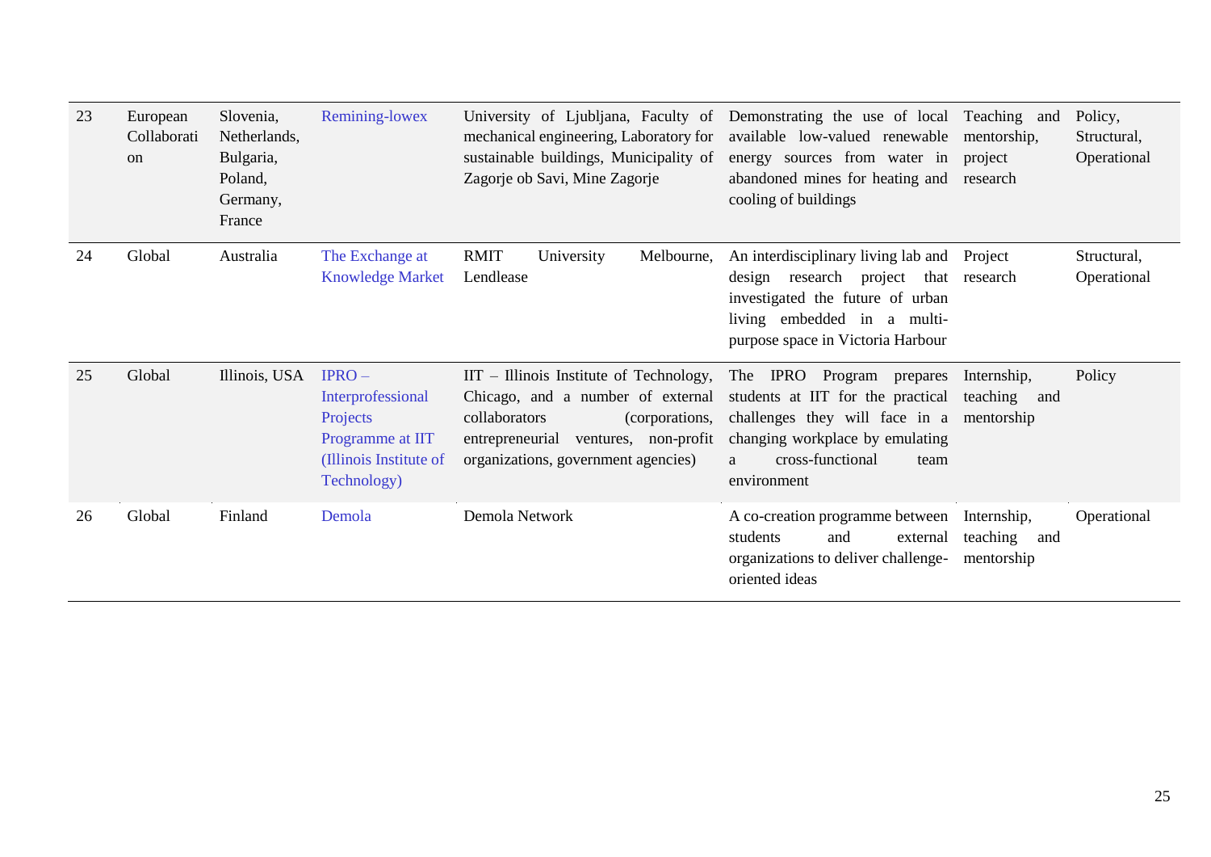| 23 | European Collaboration | Slovenia, Netherlands, Bulgaria, Poland, Germany, France | Remining-lowex | University of Ljubljana, Faculty of mechanical engineering, Laboratory for sustainable buildings, Municipality of Zagorje ob Savi, Mine Zagorje | Demonstrating the use of local available low-valued renewable energy sources from water in abandoned mines for heating and cooling of buildings | Teaching and mentorship, project research | Policy, Structural, Operational |
|---|---|---|---|---|---|---|---|
| 24 | Global | Australia | The Exchange at Knowledge Market | RMIT University Melbourne, Lendlease | An interdisciplinary living lab and design research project that investigated the future of urban living embedded in a multi-purpose space in Victoria Harbour | Project research | Structural, Operational |
| 25 | Global | Illinois, USA | IPRO – Interprofessional Projects Programme at IIT (Illinois Institute of Technology) | IIT – Illinois Institute of Technology, Chicago, and a number of external collaborators (corporations, entrepreneurial ventures, non-profit organizations, government agencies) | The IPRO Program prepares students at IIT for the practical challenges they will face in a changing workplace by emulating a cross-functional team environment | Internship, teaching and mentorship | Policy |
| 26 | Global | Finland | Demola | Demola Network | A co-creation programme between students and external organizations to deliver challenge-oriented ideas | Internship, teaching and mentorship | Operational |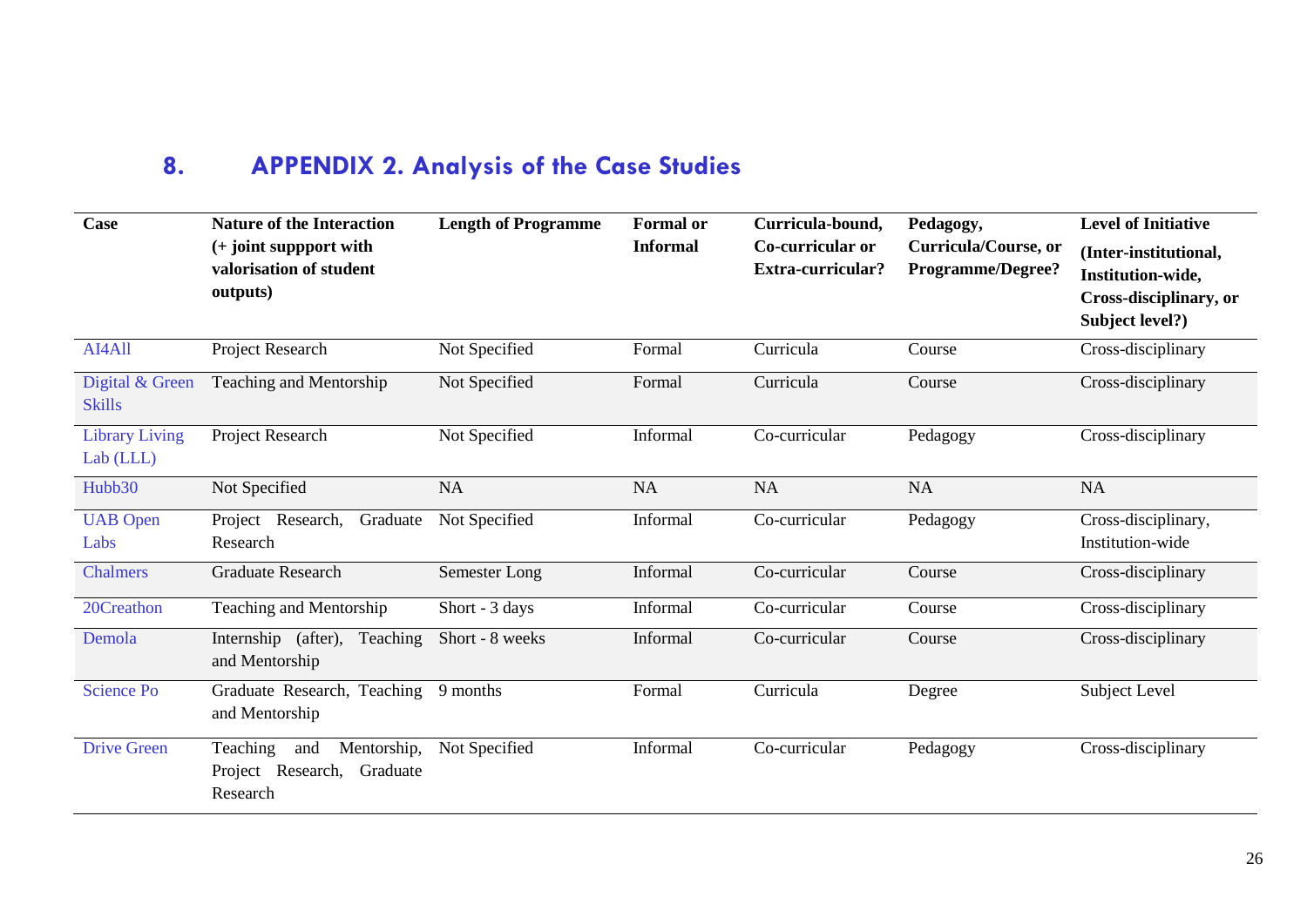# 8. APPENDIX 2. Analysis of the Case Studies

| Case | Nature of the Interaction (+ joint suppport with valorisation of student outputs) | Length of Programme | Formal or Informal | Curricula-bound, Co-curricular or Extra-curricular? | Pedagogy, Curricula/Course, or Programme/Degree? | Level of Initiative (Inter-institutional, Institution-wide, Cross-disciplinary, or Subject level?) |
|---|---|---|---|---|---|---|
| AI4All | Project Research | Not Specified | Formal | Curricula | Course | Cross-disciplinary |
| Digital & Green Skills | Teaching and Mentorship | Not Specified | Formal | Curricula | Course | Cross-disciplinary |
| Library Living Lab (LLL) | Project Research | Not Specified | Informal | Co-curricular | Pedagogy | Cross-disciplinary |
| Hubb30 | Not Specified | NA | NA | NA | NA | NA |
| UAB Open Labs | Project Research, Graduate Research | Not Specified | Informal | Co-curricular | Pedagogy | Cross-disciplinary, Institution-wide |
| Chalmers | Graduate Research | Semester Long | Informal | Co-curricular | Course | Cross-disciplinary |
| 20Creathon | Teaching and Mentorship | Short - 3 days | Informal | Co-curricular | Course | Cross-disciplinary |
| Demola | Internship (after), Teaching and Mentorship | Short - 8 weeks | Informal | Co-curricular | Course | Cross-disciplinary |
| Science Po | Graduate Research, Teaching and Mentorship | 9 months | Formal | Curricula | Degree | Subject Level |
| Drive Green | Teaching and Mentorship, Project Research, Graduate Research | Not Specified | Informal | Co-curricular | Pedagogy | Cross-disciplinary |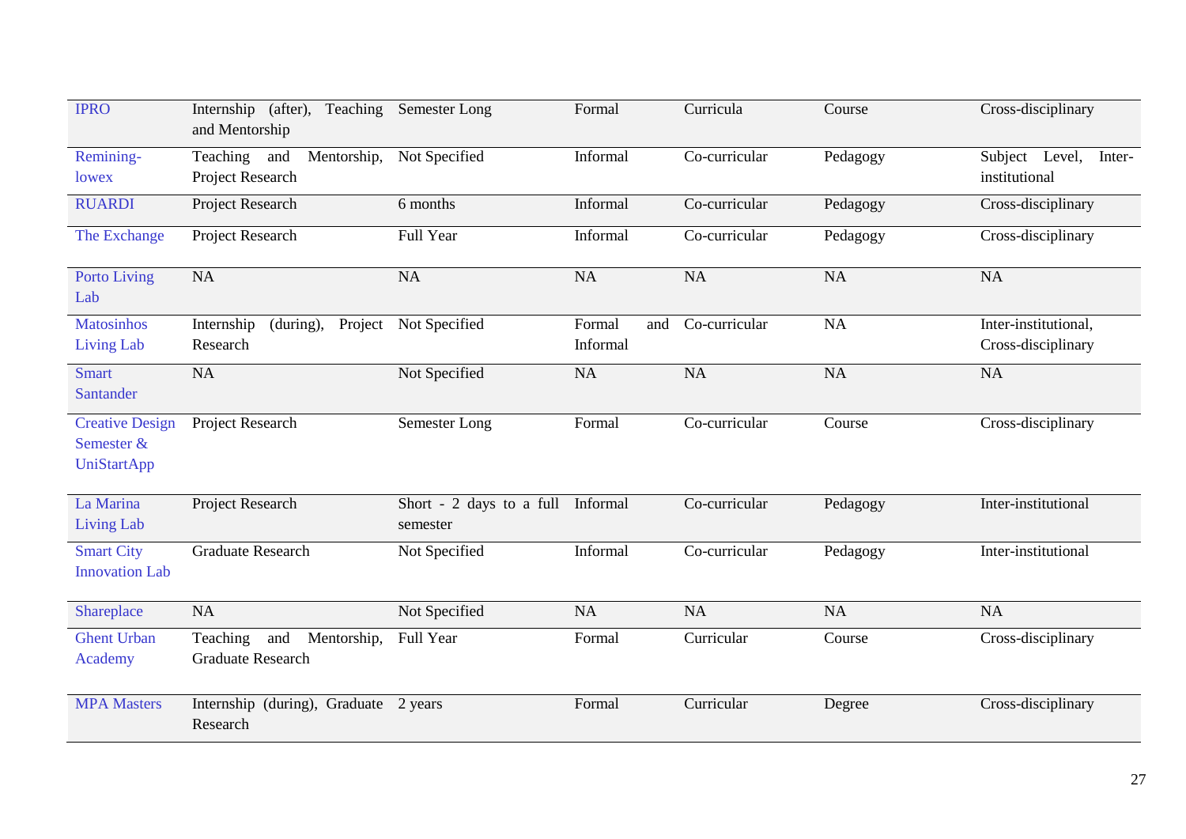| | | | | | | |
|---|---|---|---|---|---|---|
| IPRO | Internship (after), Teaching and Mentorship | Semester Long | Formal | Curricula | Course | Cross-disciplinary |
| Remining-lowex | Teaching and Mentorship, Project Research | Not Specified | Informal | Co-curricular | Pedagogy | Subject Level, Inter-institutional |
| RUARDI | Project Research | 6 months | Informal | Co-curricular | Pedagogy | Cross-disciplinary |
| The Exchange | Project Research | Full Year | Informal | Co-curricular | Pedagogy | Cross-disciplinary |
| Porto Living Lab | NA | NA | NA | NA | NA | NA |
| Matosinhos Living Lab | Internship (during), Project Research | Not Specified | Formal and Informal | Co-curricular | NA | Inter-institutional, Cross-disciplinary |
| Smart Santander | NA | Not Specified | NA | NA | NA | NA |
| Creative Design Semester & UniStartApp | Project Research | Semester Long | Formal | Co-curricular | Course | Cross-disciplinary |
| La Marina Living Lab | Project Research | Short - 2 days to a full semester | Informal | Co-curricular | Pedagogy | Inter-institutional |
| Smart City Innovation Lab | Graduate Research | Not Specified | Informal | Co-curricular | Pedagogy | Inter-institutional |
| Shareplace | NA | Not Specified | NA | NA | NA | NA |
| Ghent Urban Academy | Teaching and Mentorship, Graduate Research | Full Year | Formal | Curricular | Course | Cross-disciplinary |
| MPA Masters | Internship (during), Graduate Research | 2 years | Formal | Curricular | Degree | Cross-disciplinary |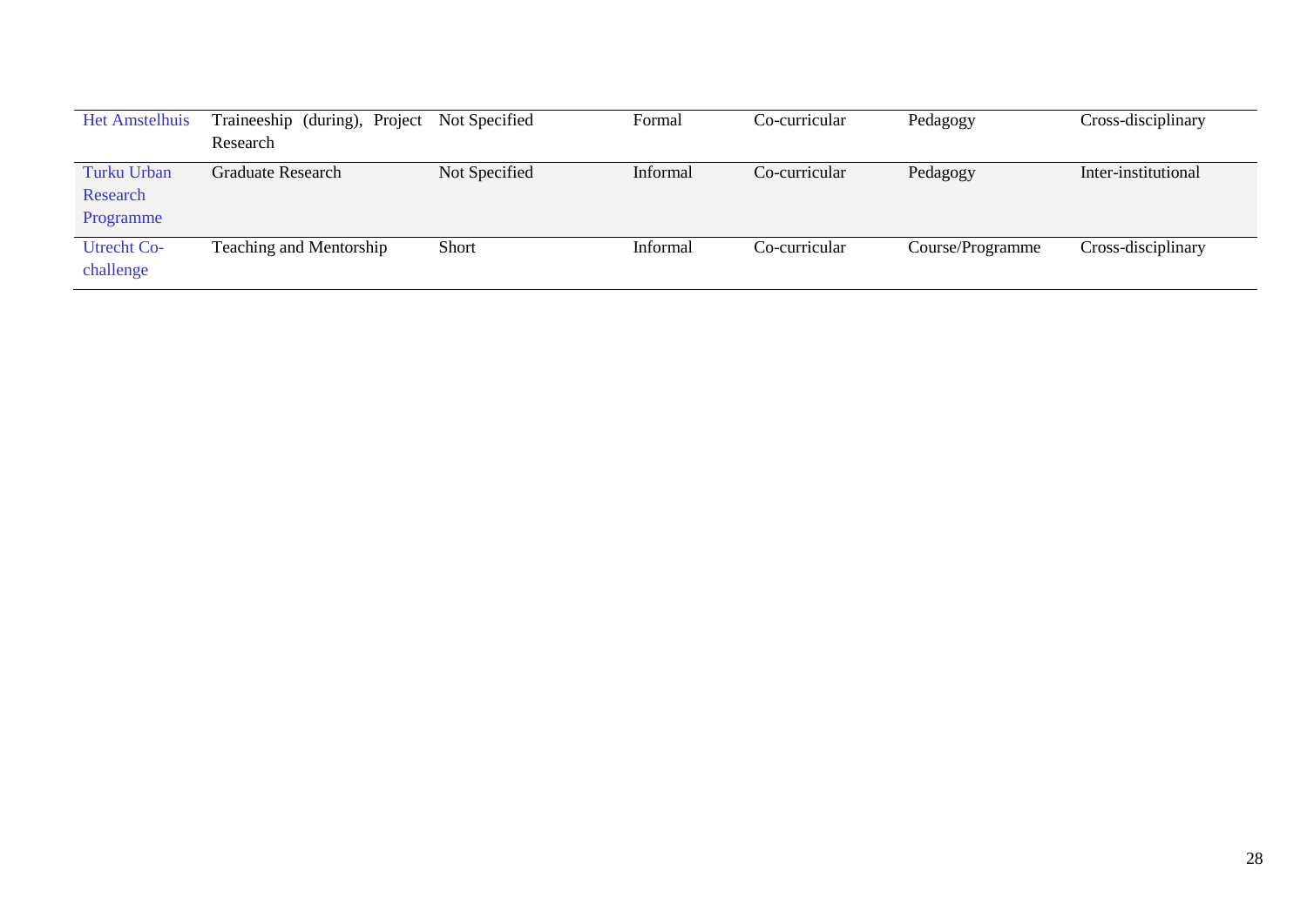| | | | | | | |
|---|---|---|---|---|---|---|
| Het Amstelhuis | Traineeship (during), Project Research | Not Specified | Formal | Co-curricular | Pedagogy | Cross-disciplinary |
| Turku Urban Research Programme | Graduate Research | Not Specified | Informal | Co-curricular | Pedagogy | Inter-institutional |
| Utrecht Co-challenge | Teaching and Mentorship | Short | Informal | Co-curricular | Course/Programme | Cross-disciplinary |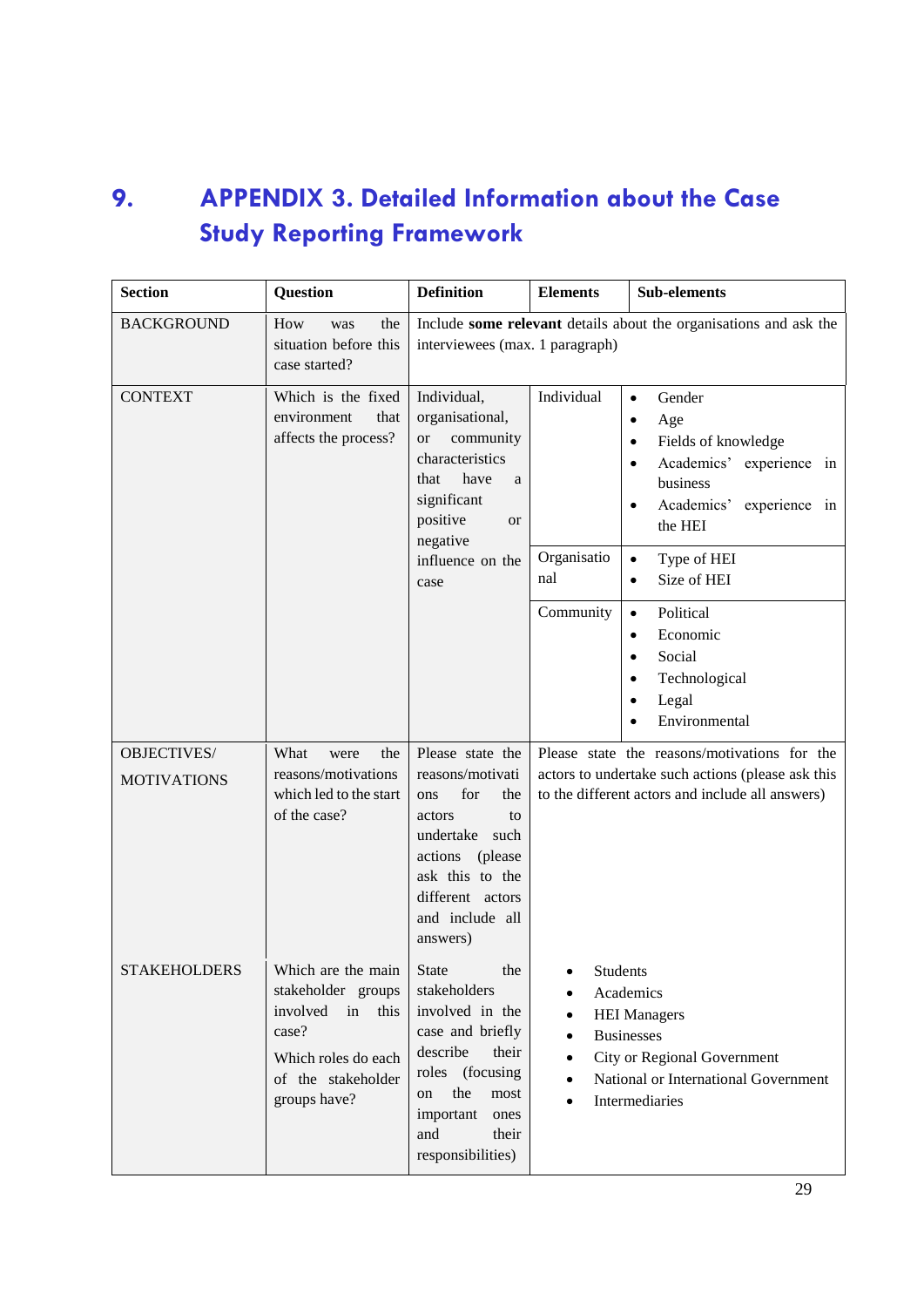# 9. APPENDIX 3. Detailed Information about the Case Study Reporting Framework

| Section | Question | Definition | Elements | Sub-elements |
|---|---|---|---|---|
| BACKGROUND | How was the situation before this case started? | Include **some relevant** details about the organisations and ask the interviewees (max. 1 paragraph) | | |
| CONTEXT | Which is the fixed environment that affects the process? | Individual, organisational, or community characteristics that have a significant positive or negative influence on the case | Individual | • Gender<br>• Age<br>• Fields of knowledge<br>• Academics' experience in business<br>• Academics' experience in the HEI |
| | | | Organisational | • Type of HEI<br>• Size of HEI |
| | | | Community | • Political<br>• Economic<br>• Social<br>• Technological<br>• Legal<br>• Environmental |
| OBJECTIVES/ MOTIVATIONS | What were the reasons/motivations which led to the start of the case? | Please state the reasons/motivations for the actors to undertake such actions (please ask this to the different actors and include all answers) | Please state the reasons/motivations for the actors to undertake such actions (please ask this to the different actors and include all answers) | |
| STAKEHOLDERS | Which are the main stakeholder groups involved in this case?<br>Which roles do each of the stakeholder groups have? | State the stakeholders involved in the case and briefly describe their roles (focusing on the most important ones and their responsibilities) | • Students<br>• Academics<br>• HEI Managers<br>• Businesses<br>• City or Regional Government<br>• National or International Government<br>• Intermediaries | |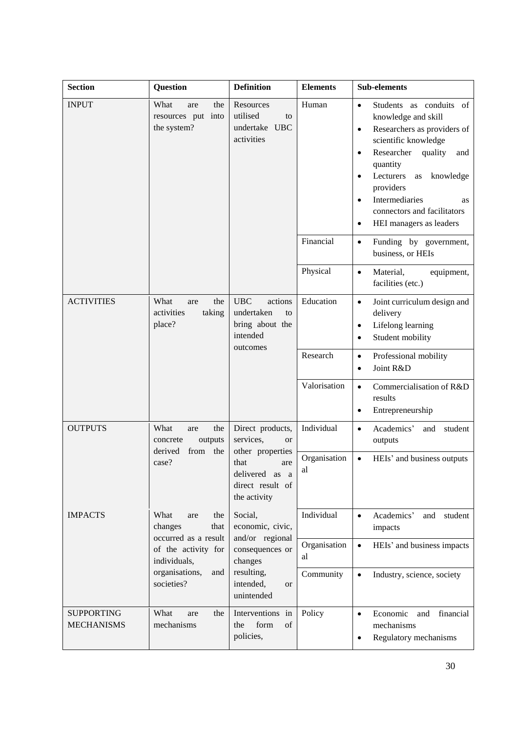| Section | Question | Definition | Elements | Sub-elements |
|---|---|---|---|---|
| INPUT | What are the resources put into the system? | Resources utilised to undertake UBC activities | Human | • Students as conduits of knowledge and skill<br>• Researchers as providers of scientific knowledge<br>• Researcher quality and quantity<br>• Lecturers as knowledge providers<br>• Intermediaries as connectors and facilitators<br>• HEI managers as leaders |
| | | | Financial | • Funding by government, business, or HEIs |
| | | | Physical | • Material, equipment, facilities (etc.) |
| ACTIVITIES | What are the activities taking place? | UBC actions undertaken to bring about the intended outcomes | Education | • Joint curriculum design and delivery<br>• Lifelong learning<br>• Student mobility |
| | | | Research | • Professional mobility<br>• Joint R&D |
| | | | Valorisation | • Commercialisation of R&D results<br>• Entrepreneurship |
| OUTPUTS | What are the concrete outputs derived from the case? | Direct products, services, or other properties that are delivered as a direct result of the activity | Individual | • Academics' and student outputs |
| | | | Organisational | • HEIs' and business outputs |
| IMPACTS | What are the changes that occurred as a result of the activity for individuals, organisations, and societies? | Social, economic, civic, and/or regional consequences or changes resulting, intended, or unintended | Individual | • Academics' and student impacts |
| | | | Organisational | • HEIs' and business impacts |
| | | | Community | • Industry, science, society |
| SUPPORTING MECHANISMS | What are the mechanisms | Interventions in the form of policies, | Policy | • Economic and financial mechanisms<br>• Regulatory mechanisms |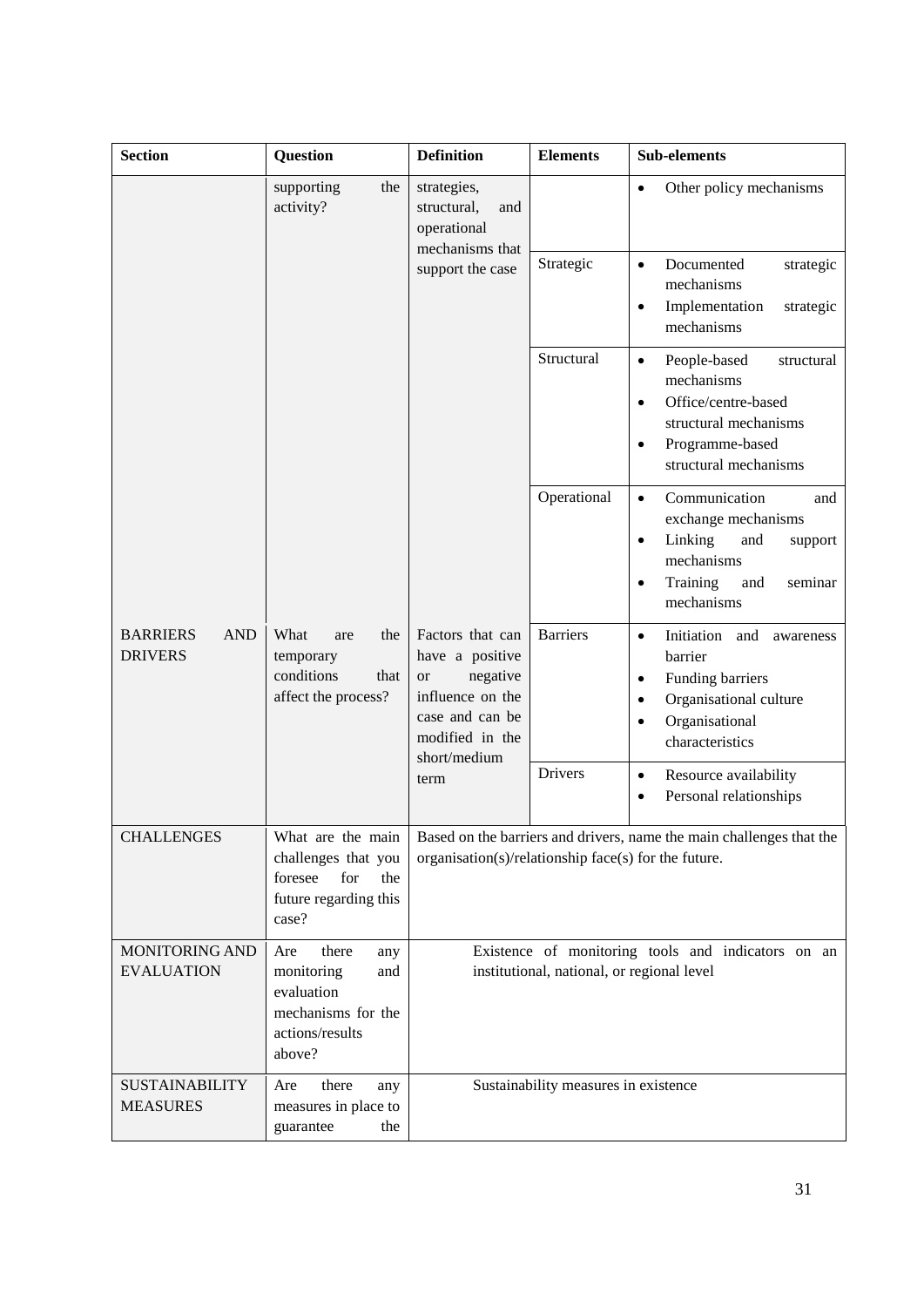| Section | Question | Definition | Elements | Sub-elements |
| --- | --- | --- | --- | --- |
| | supporting the activity? | strategies, structural, and operational mechanisms that support the case | | • Other policy mechanisms |
| | | | Strategic | • Documented strategic mechanisms<br>• Implementation strategic mechanisms |
| | | | Structural | • People-based structural mechanisms<br>• Office/centre-based structural mechanisms<br>• Programme-based structural mechanisms |
| | | | Operational | • Communication and exchange mechanisms<br>• Linking and support mechanisms<br>• Training and seminar mechanisms |
| BARRIERS AND DRIVERS | What are the temporary conditions that affect the process? | Factors that can have a positive or negative influence on the case and can be modified in the short/medium term | Barriers | • Initiation and awareness barrier<br>• Funding barriers<br>• Organisational culture<br>• Organisational characteristics |
| | | | Drivers | • Resource availability<br>• Personal relationships |
| CHALLENGES | What are the main challenges that you foresee for the future regarding this case? | Based on the barriers and drivers, name the main challenges that the organisation(s)/relationship face(s) for the future. | | |
| MONITORING AND EVALUATION | Are there any monitoring and evaluation mechanisms for the actions/results above? | Existence of monitoring tools and indicators on an institutional, national, or regional level | | |
| SUSTAINABILITY MEASURES | Are there any measures in place to guarantee the | Sustainability measures in existence | | |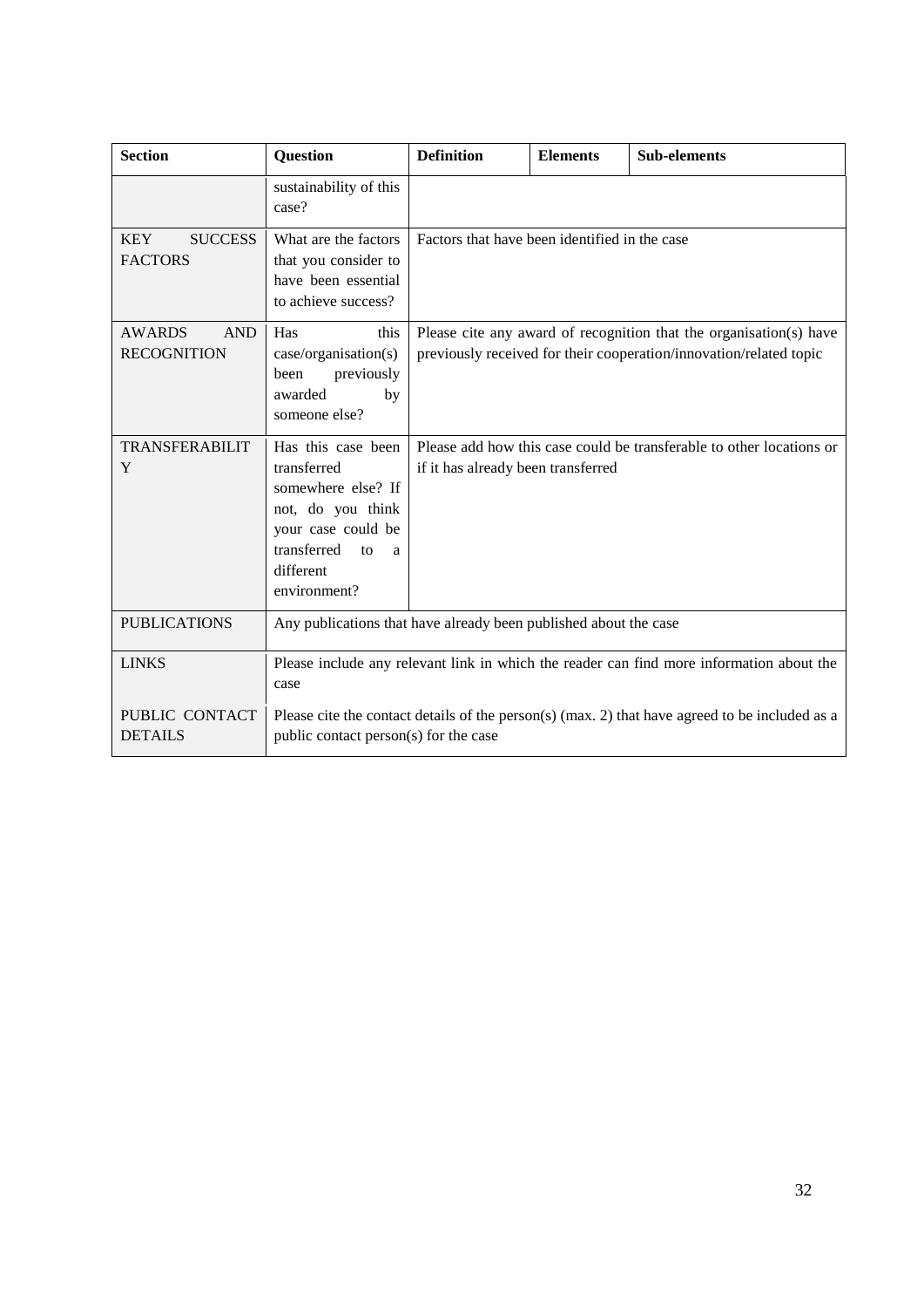| Section | Question | Definition | Elements | Sub-elements |
|---|---|---|---|---|
| | sustainability of this case? | | | |
| KEY SUCCESS FACTORS | What are the factors that you consider to have been essential to achieve success? | Factors that have been identified in the case | | |
| AWARDS AND RECOGNITION | Has this case/organisation(s) been previously awarded by someone else? | Please cite any award of recognition that the organisation(s) have previously received for their cooperation/innovation/related topic | | |
| TRANSFERABILITY | Has this case been transferred somewhere else? If not, do you think your case could be transferred to a different environment? | Please add how this case could be transferable to other locations or if it has already been transferred | | |
| PUBLICATIONS | Any publications that have already been published about the case | | | |
| LINKS | Please include any relevant link in which the reader can find more information about the case | | | |
| PUBLIC CONTACT DETAILS | Please cite the contact details of the person(s) (max. 2) that have agreed to be included as a public contact person(s) for the case | | | |